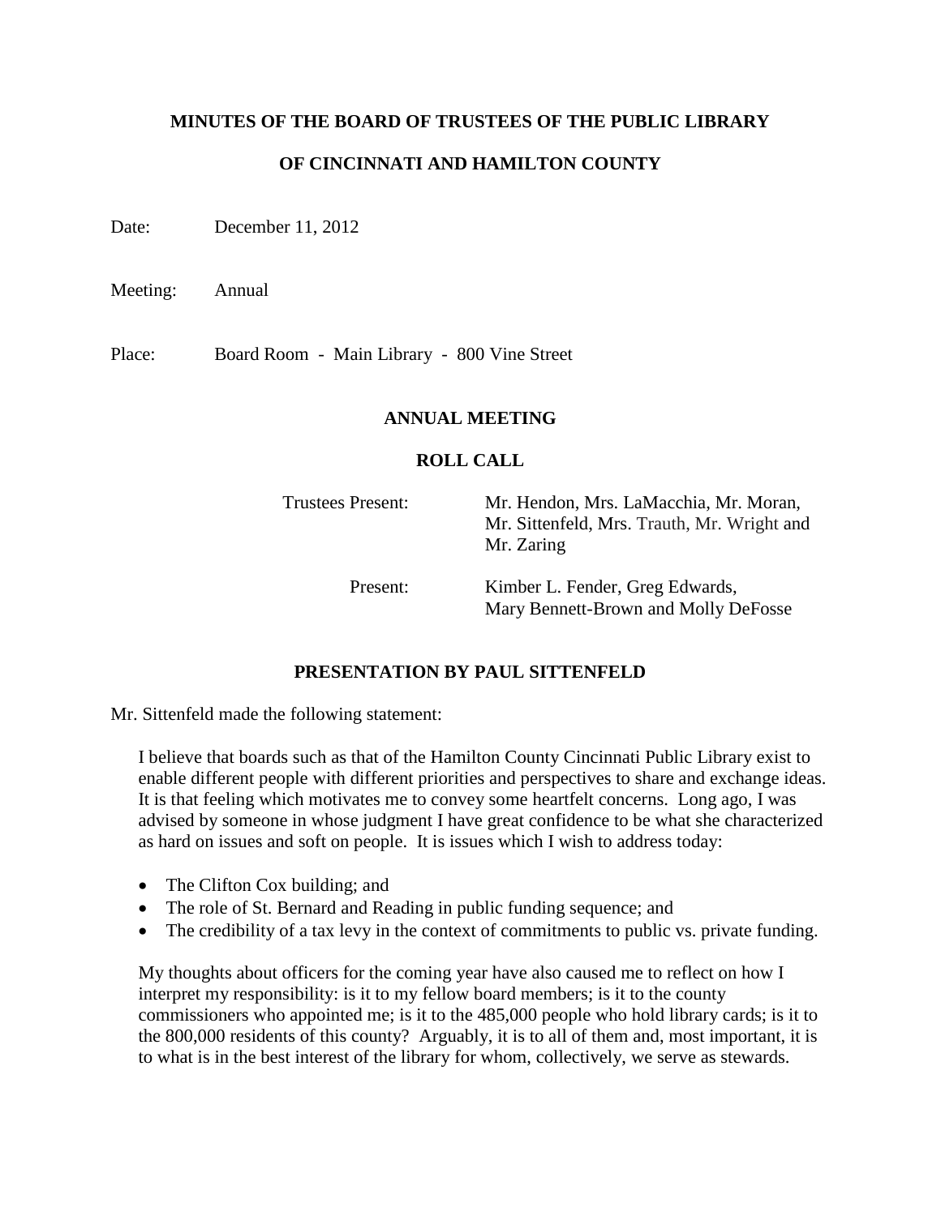**MINUTES OF THE BOARD OF TRUSTEES OF THE PUBLIC LIBRARY**

**OF CINCINNATI AND HAMILTON COUNTY**

Date: December 11, 2012

Meeting: Annual

Place: Board Room - Main Library - 800 Vine Street

## ANNUAL MEETING

### ROLL CALL

Trustees Present: Mr. Hendon, Mrs. LaMacchia, Mr. Moran, Mr. Sittenfeld, Mrs. Trauth, Mr. Wright and Mr. Zaring

Present: Kimber L. Fender, Greg Edwards, Mary Bennett-Brown and Molly DeFosse

### PRESENTATION BY PAUL SITTENFELD

Mr. Sittenfeld made the following statement:

I believe that boards such as that of the Hamilton County Cincinnati Public Library exist to enable different people with different priorities and perspectives to share and exchange ideas. It is that feeling which motivates me to convey some heartfelt concerns. Long ago, I was advised by someone in whose judgment I have great confidence to be what she characterized as hard on issues and soft on people. It is issues which I wish to address today:

- The Clifton Cox building; and
- The role of St. Bernard and Reading in public funding sequence; and
- The credibility of a tax levy in the context of commitments to public vs. private funding.

My thoughts about officers for the coming year have also caused me to reflect on how I interpret my responsibility: is it to my fellow board members; is it to the county commissioners who appointed me; is it to the 485,000 people who hold library cards; is it to the 800,000 residents of this county? Arguably, it is to all of them and, most important, it is to what is in the best interest of the library for whom, collectively, we serve as stewards.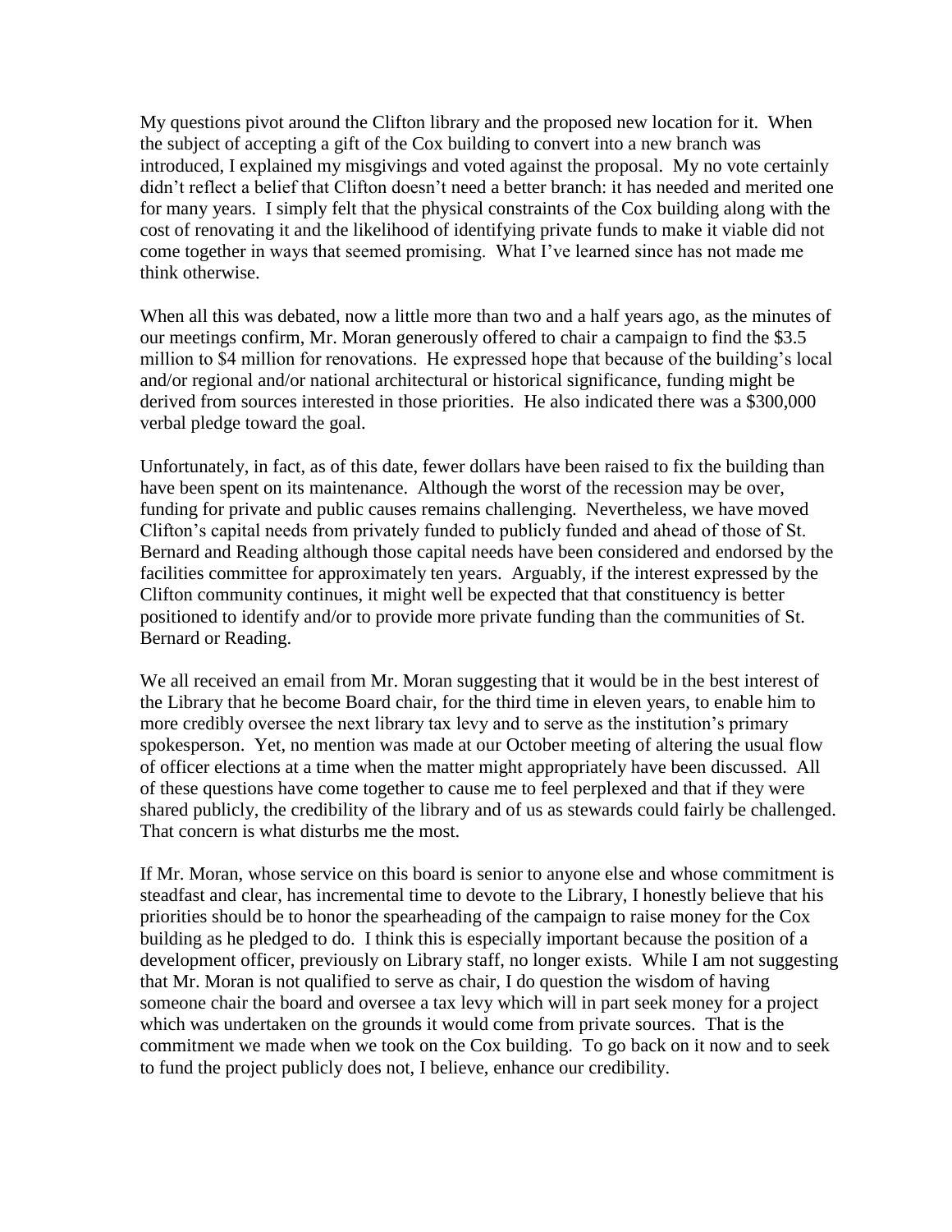My questions pivot around the Clifton library and the proposed new location for it. When the subject of accepting a gift of the Cox building to convert into a new branch was introduced, I explained my misgivings and voted against the proposal. My no vote certainly didn't reflect a belief that Clifton doesn't need a better branch: it has needed and merited one for many years. I simply felt that the physical constraints of the Cox building along with the cost of renovating it and the likelihood of identifying private funds to make it viable did not come together in ways that seemed promising. What I've learned since has not made me think otherwise.

When all this was debated, now a little more than two and a half years ago, as the minutes of our meetings confirm, Mr. Moran generously offered to chair a campaign to find the $3.5 million to $4 million for renovations. He expressed hope that because of the building's local and/or regional and/or national architectural or historical significance, funding might be derived from sources interested in those priorities. He also indicated there was a $300,000 verbal pledge toward the goal.

Unfortunately, in fact, as of this date, fewer dollars have been raised to fix the building than have been spent on its maintenance. Although the worst of the recession may be over, funding for private and public causes remains challenging. Nevertheless, we have moved Clifton's capital needs from privately funded to publicly funded and ahead of those of St. Bernard and Reading although those capital needs have been considered and endorsed by the facilities committee for approximately ten years. Arguably, if the interest expressed by the Clifton community continues, it might well be expected that that constituency is better positioned to identify and/or to provide more private funding than the communities of St. Bernard or Reading.

We all received an email from Mr. Moran suggesting that it would be in the best interest of the Library that he become Board chair, for the third time in eleven years, to enable him to more credibly oversee the next library tax levy and to serve as the institution's primary spokesperson. Yet, no mention was made at our October meeting of altering the usual flow of officer elections at a time when the matter might appropriately have been discussed. All of these questions have come together to cause me to feel perplexed and that if they were shared publicly, the credibility of the library and of us as stewards could fairly be challenged. That concern is what disturbs me the most.

If Mr. Moran, whose service on this board is senior to anyone else and whose commitment is steadfast and clear, has incremental time to devote to the Library, I honestly believe that his priorities should be to honor the spearheading of the campaign to raise money for the Cox building as he pledged to do. I think this is especially important because the position of a development officer, previously on Library staff, no longer exists. While I am not suggesting that Mr. Moran is not qualified to serve as chair, I do question the wisdom of having someone chair the board and oversee a tax levy which will in part seek money for a project which was undertaken on the grounds it would come from private sources. That is the commitment we made when we took on the Cox building. To go back on it now and to seek to fund the project publicly does not, I believe, enhance our credibility.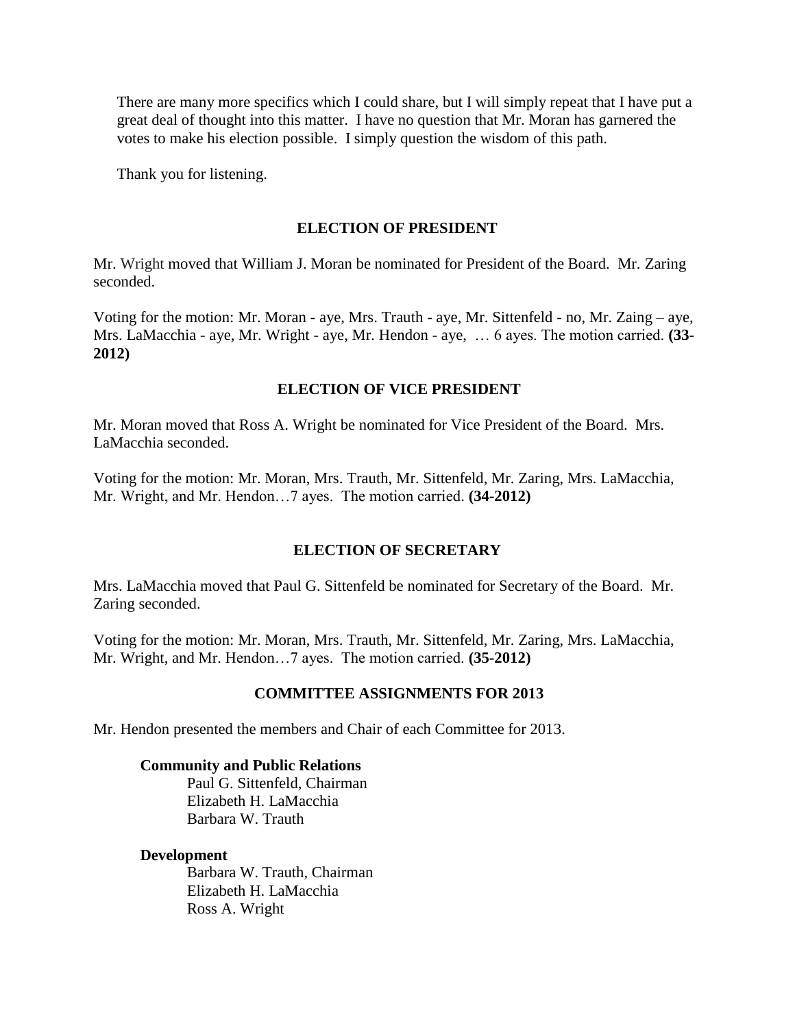There are many more specifics which I could share, but I will simply repeat that I have put a great deal of thought into this matter. I have no question that Mr. Moran has garnered the votes to make his election possible. I simply question the wisdom of this path.

Thank you for listening.

## ELECTION OF PRESIDENT

Mr. Wright moved that William J. Moran be nominated for President of the Board. Mr. Zaring seconded.

Voting for the motion: Mr. Moran - aye, Mrs. Trauth - aye, Mr. Sittenfeld - no, Mr. Zaing – aye, Mrs. LaMacchia - aye, Mr. Wright - aye, Mr. Hendon - aye, … 6 ayes. The motion carried. **(33-2012)**

## ELECTION OF VICE PRESIDENT

Mr. Moran moved that Ross A. Wright be nominated for Vice President of the Board. Mrs. LaMacchia seconded.

Voting for the motion: Mr. Moran, Mrs. Trauth, Mr. Sittenfeld, Mr. Zaring, Mrs. LaMacchia, Mr. Wright, and Mr. Hendon…7 ayes. The motion carried. **(34-2012)**

## ELECTION OF SECRETARY

Mrs. LaMacchia moved that Paul G. Sittenfeld be nominated for Secretary of the Board. Mr. Zaring seconded.

Voting for the motion: Mr. Moran, Mrs. Trauth, Mr. Sittenfeld, Mr. Zaring, Mrs. LaMacchia, Mr. Wright, and Mr. Hendon…7 ayes. The motion carried. **(35-2012)**

## COMMITTEE ASSIGNMENTS FOR 2013

Mr. Hendon presented the members and Chair of each Committee for 2013.

**Community and Public Relations**

Paul G. Sittenfeld, Chairman
Elizabeth H. LaMacchia
Barbara W. Trauth

**Development**

Barbara W. Trauth, Chairman
Elizabeth H. LaMacchia
Ross A. Wright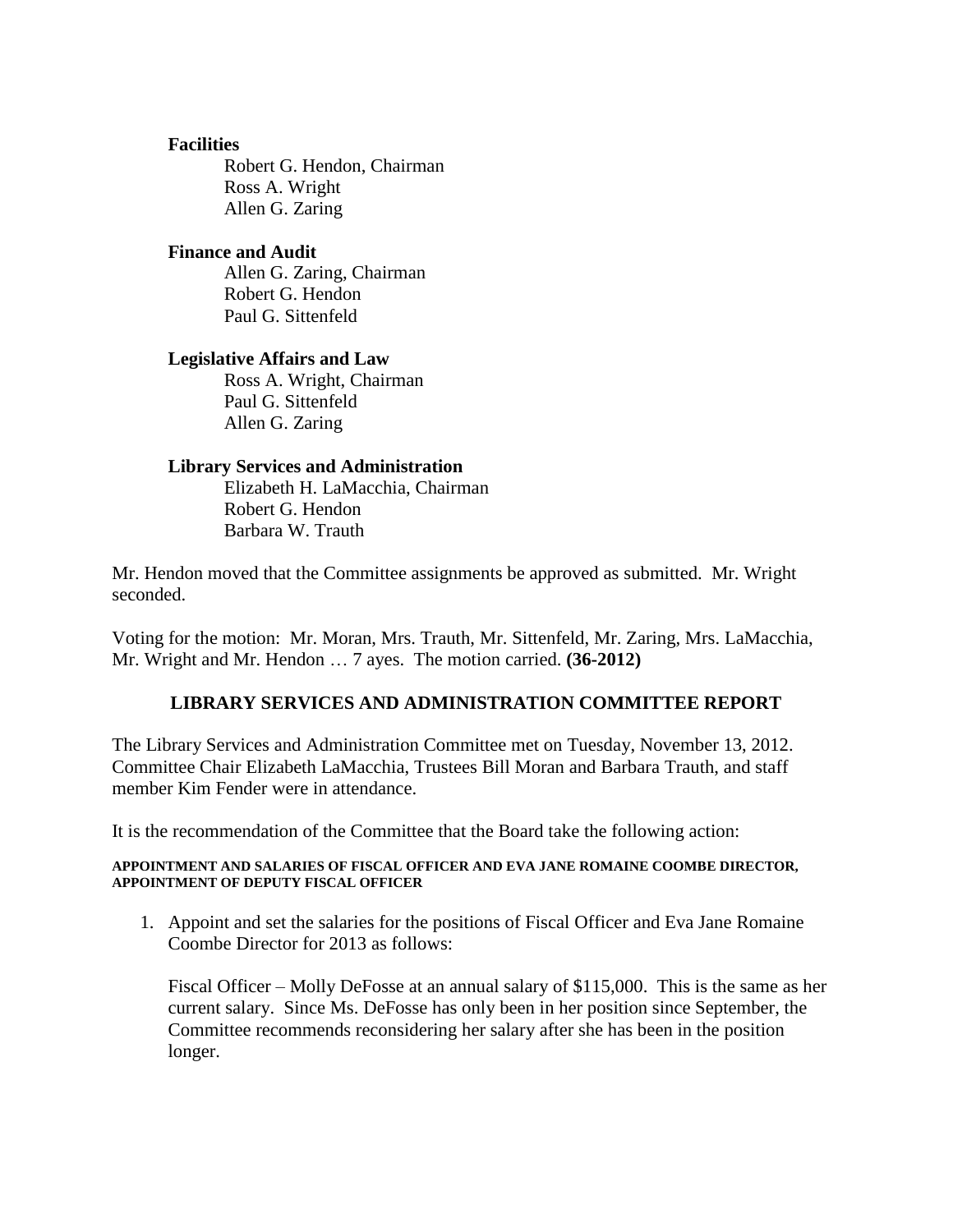**Facilities**

Robert G. Hendon, Chairman
Ross A. Wright
Allen G. Zaring

**Finance and Audit**

Allen G. Zaring, Chairman
Robert G. Hendon
Paul G. Sittenfeld

**Legislative Affairs and Law**

Ross A. Wright, Chairman
Paul G. Sittenfeld
Allen G. Zaring

**Library Services and Administration**

Elizabeth H. LaMacchia, Chairman
Robert G. Hendon
Barbara W. Trauth

Mr. Hendon moved that the Committee assignments be approved as submitted. Mr. Wright seconded.

Voting for the motion: Mr. Moran, Mrs. Trauth, Mr. Sittenfeld, Mr. Zaring, Mrs. LaMacchia, Mr. Wright and Mr. Hendon … 7 ayes. The motion carried. **(36-2012)**

## LIBRARY SERVICES AND ADMINISTRATION COMMITTEE REPORT

The Library Services and Administration Committee met on Tuesday, November 13, 2012. Committee Chair Elizabeth LaMacchia, Trustees Bill Moran and Barbara Trauth, and staff member Kim Fender were in attendance.

It is the recommendation of the Committee that the Board take the following action:

**APPOINTMENT AND SALARIES OF FISCAL OFFICER AND EVA JANE ROMAINE COOMBE DIRECTOR, APPOINTMENT OF DEPUTY FISCAL OFFICER**

1. Appoint and set the salaries for the positions of Fiscal Officer and Eva Jane Romaine Coombe Director for 2013 as follows:

   Fiscal Officer – Molly DeFosse at an annual salary of $115,000. This is the same as her current salary. Since Ms. DeFosse has only been in her position since September, the Committee recommends reconsidering her salary after she has been in the position longer.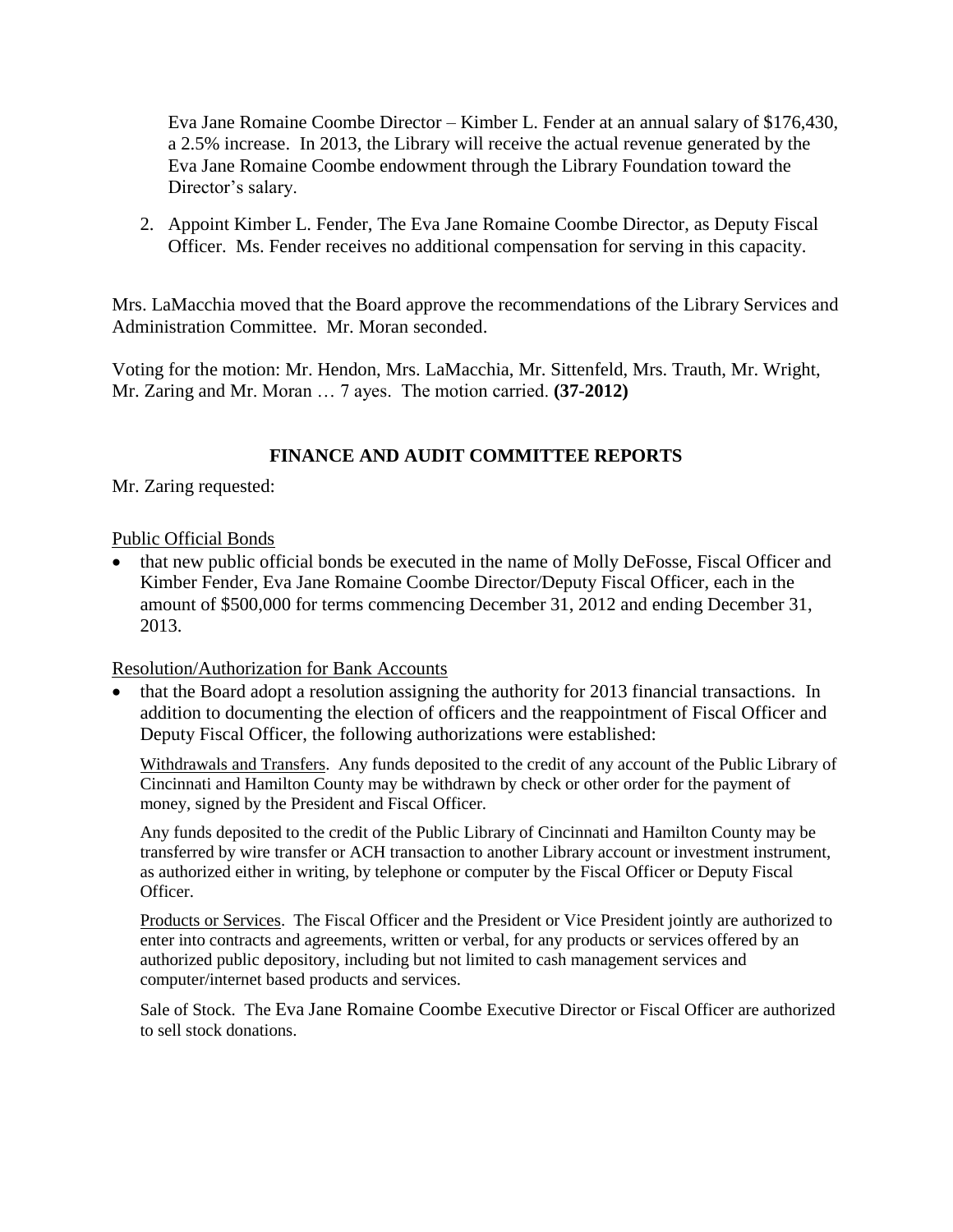Eva Jane Romaine Coombe Director – Kimber L. Fender at an annual salary of $176,430, a 2.5% increase. In 2013, the Library will receive the actual revenue generated by the Eva Jane Romaine Coombe endowment through the Library Foundation toward the Director's salary.

2. Appoint Kimber L. Fender, The Eva Jane Romaine Coombe Director, as Deputy Fiscal Officer. Ms. Fender receives no additional compensation for serving in this capacity.

Mrs. LaMacchia moved that the Board approve the recommendations of the Library Services and Administration Committee. Mr. Moran seconded.

Voting for the motion: Mr. Hendon, Mrs. LaMacchia, Mr. Sittenfeld, Mrs. Trauth, Mr. Wright, Mr. Zaring and Mr. Moran … 7 ayes. The motion carried. **(37-2012)**

## FINANCE AND AUDIT COMMITTEE REPORTS

Mr. Zaring requested:

Public Official Bonds

- that new public official bonds be executed in the name of Molly DeFosse, Fiscal Officer and Kimber Fender, Eva Jane Romaine Coombe Director/Deputy Fiscal Officer, each in the amount of $500,000 for terms commencing December 31, 2012 and ending December 31, 2013.

Resolution/Authorization for Bank Accounts

- that the Board adopt a resolution assigning the authority for 2013 financial transactions. In addition to documenting the election of officers and the reappointment of Fiscal Officer and Deputy Fiscal Officer, the following authorizations were established:

  Withdrawals and Transfers. Any funds deposited to the credit of any account of the Public Library of Cincinnati and Hamilton County may be withdrawn by check or other order for the payment of money, signed by the President and Fiscal Officer.

  Any funds deposited to the credit of the Public Library of Cincinnati and Hamilton County may be transferred by wire transfer or ACH transaction to another Library account or investment instrument, as authorized either in writing, by telephone or computer by the Fiscal Officer or Deputy Fiscal Officer.

  Products or Services. The Fiscal Officer and the President or Vice President jointly are authorized to enter into contracts and agreements, written or verbal, for any products or services offered by an authorized public depository, including but not limited to cash management services and computer/internet based products and services.

  Sale of Stock. The Eva Jane Romaine Coombe Executive Director or Fiscal Officer are authorized to sell stock donations.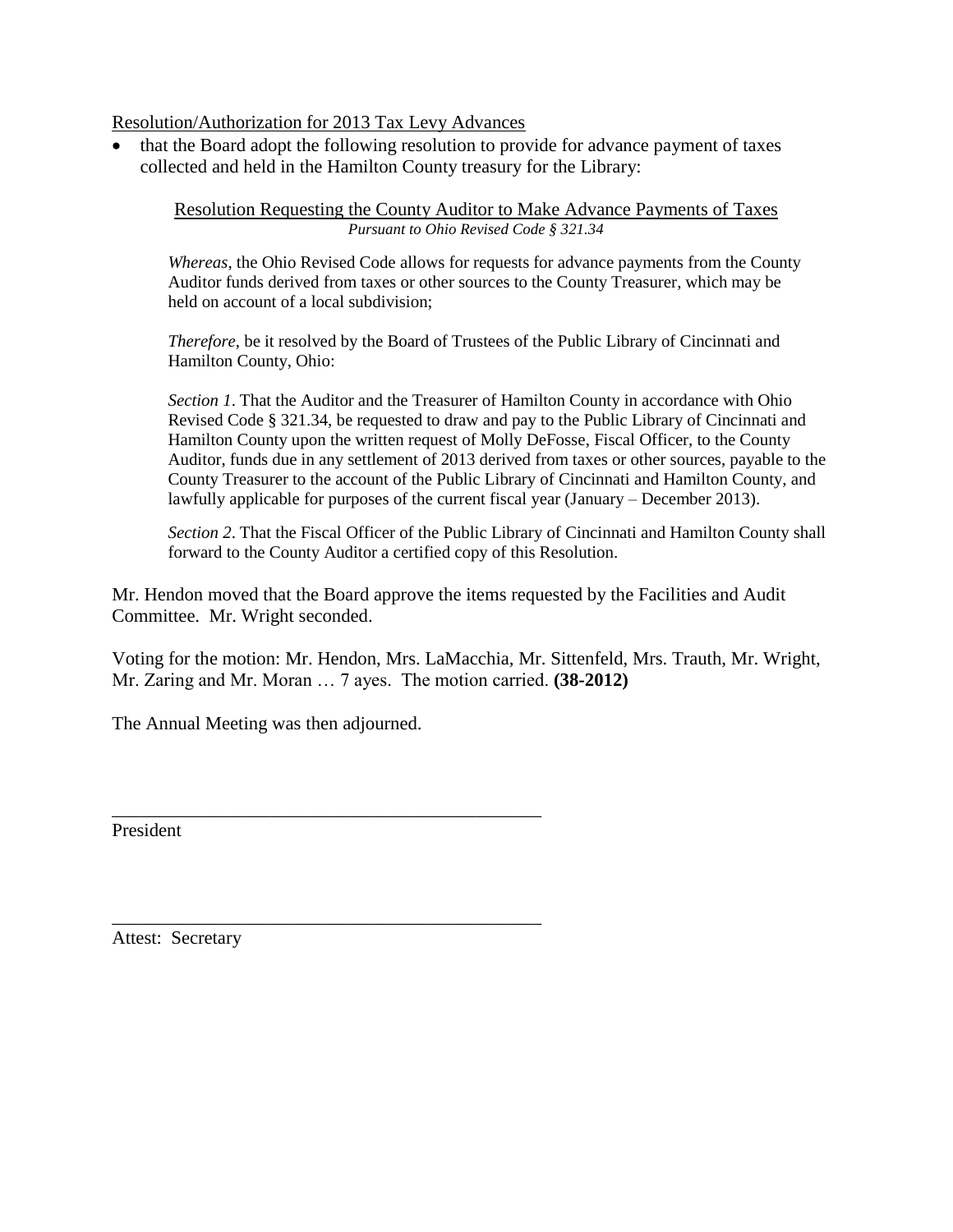Resolution/Authorization for 2013 Tax Levy Advances

- that the Board adopt the following resolution to provide for advance payment of taxes collected and held in the Hamilton County treasury for the Library:

> Resolution Requesting the County Auditor to Make Advance Payments of Taxes
> *Pursuant to Ohio Revised Code § 321.34*
>
> *Whereas*, the Ohio Revised Code allows for requests for advance payments from the County Auditor funds derived from taxes or other sources to the County Treasurer, which may be held on account of a local subdivision;
>
> *Therefore*, be it resolved by the Board of Trustees of the Public Library of Cincinnati and Hamilton County, Ohio:
>
> *Section 1*. That the Auditor and the Treasurer of Hamilton County in accordance with Ohio Revised Code § 321.34, be requested to draw and pay to the Public Library of Cincinnati and Hamilton County upon the written request of Molly DeFosse, Fiscal Officer, to the County Auditor, funds due in any settlement of 2013 derived from taxes or other sources, payable to the County Treasurer to the account of the Public Library of Cincinnati and Hamilton County, and lawfully applicable for purposes of the current fiscal year (January – December 2013).
>
> *Section 2*. That the Fiscal Officer of the Public Library of Cincinnati and Hamilton County shall forward to the County Auditor a certified copy of this Resolution.

Mr. Hendon moved that the Board approve the items requested by the Facilities and Audit Committee. Mr. Wright seconded.

Voting for the motion: Mr. Hendon, Mrs. LaMacchia, Mr. Sittenfeld, Mrs. Trauth, Mr. Wright, Mr. Zaring and Mr. Moran … 7 ayes. The motion carried. **(38-2012)**

The Annual Meeting was then adjourned.

\_\_\_\_\_\_\_\_\_\_\_\_\_\_\_\_\_\_\_\_\_\_\_\_\_\_\_\_\_\_\_\_\_\_\_\_\_\_\_\_\_\_\_\_
President

\_\_\_\_\_\_\_\_\_\_\_\_\_\_\_\_\_\_\_\_\_\_\_\_\_\_\_\_\_\_\_\_\_\_\_\_\_\_\_\_\_\_\_\_
Attest: Secretary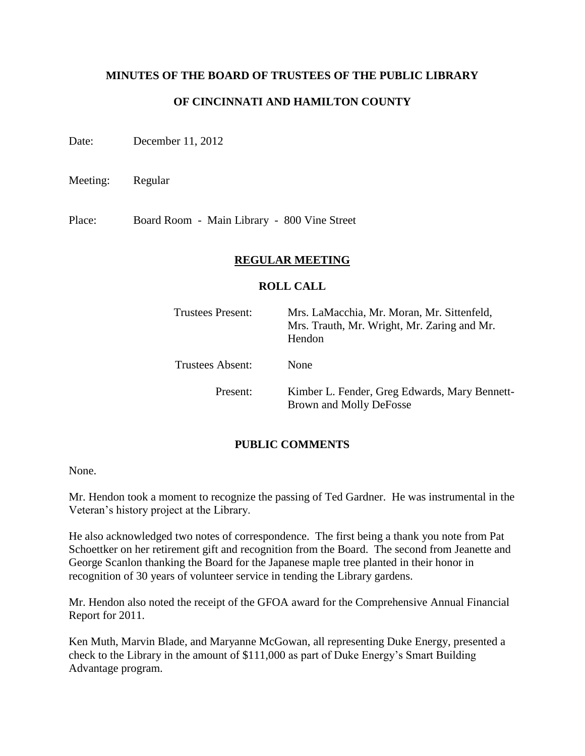**MINUTES OF THE BOARD OF TRUSTEES OF THE PUBLIC LIBRARY**

**OF CINCINNATI AND HAMILTON COUNTY**

Date: December 11, 2012

Meeting: Regular

Place: Board Room - Main Library - 800 Vine Street

## REGULAR MEETING

### ROLL CALL

| | |
|---|---|
| Trustees Present: | Mrs. LaMacchia, Mr. Moran, Mr. Sittenfeld, Mrs. Trauth, Mr. Wright, Mr. Zaring and Mr. Hendon |
| Trustees Absent: | None |
| Present: | Kimber L. Fender, Greg Edwards, Mary Bennett-Brown and Molly DeFosse |

### PUBLIC COMMENTS

None.

Mr. Hendon took a moment to recognize the passing of Ted Gardner. He was instrumental in the Veteran's history project at the Library.

He also acknowledged two notes of correspondence. The first being a thank you note from Pat Schoettker on her retirement gift and recognition from the Board. The second from Jeanette and George Scanlon thanking the Board for the Japanese maple tree planted in their honor in recognition of 30 years of volunteer service in tending the Library gardens.

Mr. Hendon also noted the receipt of the GFOA award for the Comprehensive Annual Financial Report for 2011.

Ken Muth, Marvin Blade, and Maryanne McGowan, all representing Duke Energy, presented a check to the Library in the amount of $111,000 as part of Duke Energy's Smart Building Advantage program.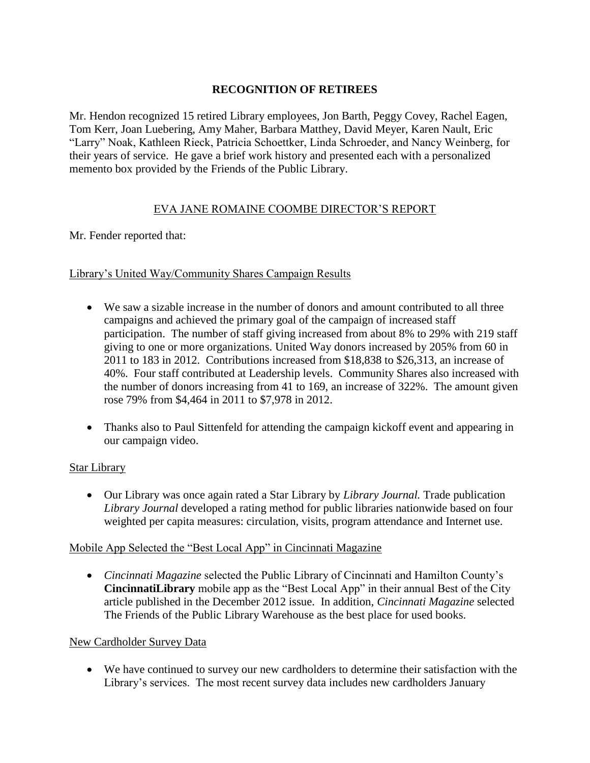## RECOGNITION OF RETIREES

Mr. Hendon recognized 15 retired Library employees, Jon Barth, Peggy Covey, Rachel Eagen, Tom Kerr, Joan Luebering, Amy Maher, Barbara Matthey, David Meyer, Karen Nault, Eric "Larry" Noak, Kathleen Rieck, Patricia Schoettker, Linda Schroeder, and Nancy Weinberg, for their years of service. He gave a brief work history and presented each with a personalized memento box provided by the Friends of the Public Library.

## EVA JANE ROMAINE COOMBE DIRECTOR'S REPORT

Mr. Fender reported that:

### Library's United Way/Community Shares Campaign Results

- We saw a sizable increase in the number of donors and amount contributed to all three campaigns and achieved the primary goal of the campaign of increased staff participation. The number of staff giving increased from about 8% to 29% with 219 staff giving to one or more organizations. United Way donors increased by 205% from 60 in 2011 to 183 in 2012. Contributions increased from $18,838 to $26,313, an increase of 40%. Four staff contributed at Leadership levels. Community Shares also increased with the number of donors increasing from 41 to 169, an increase of 322%. The amount given rose 79% from $4,464 in 2011 to $7,978 in 2012.
- Thanks also to Paul Sittenfeld for attending the campaign kickoff event and appearing in our campaign video.

### Star Library

- Our Library was once again rated a Star Library by *Library Journal.* Trade publication *Library Journal* developed a rating method for public libraries nationwide based on four weighted per capita measures: circulation, visits, program attendance and Internet use.

### Mobile App Selected the "Best Local App" in Cincinnati Magazine

- *Cincinnati Magazine* selected the Public Library of Cincinnati and Hamilton County's **CincinnatiLibrary** mobile app as the "Best Local App" in their annual Best of the City article published in the December 2012 issue. In addition, *Cincinnati Magazine* selected The Friends of the Public Library Warehouse as the best place for used books.

### New Cardholder Survey Data

- We have continued to survey our new cardholders to determine their satisfaction with the Library's services. The most recent survey data includes new cardholders January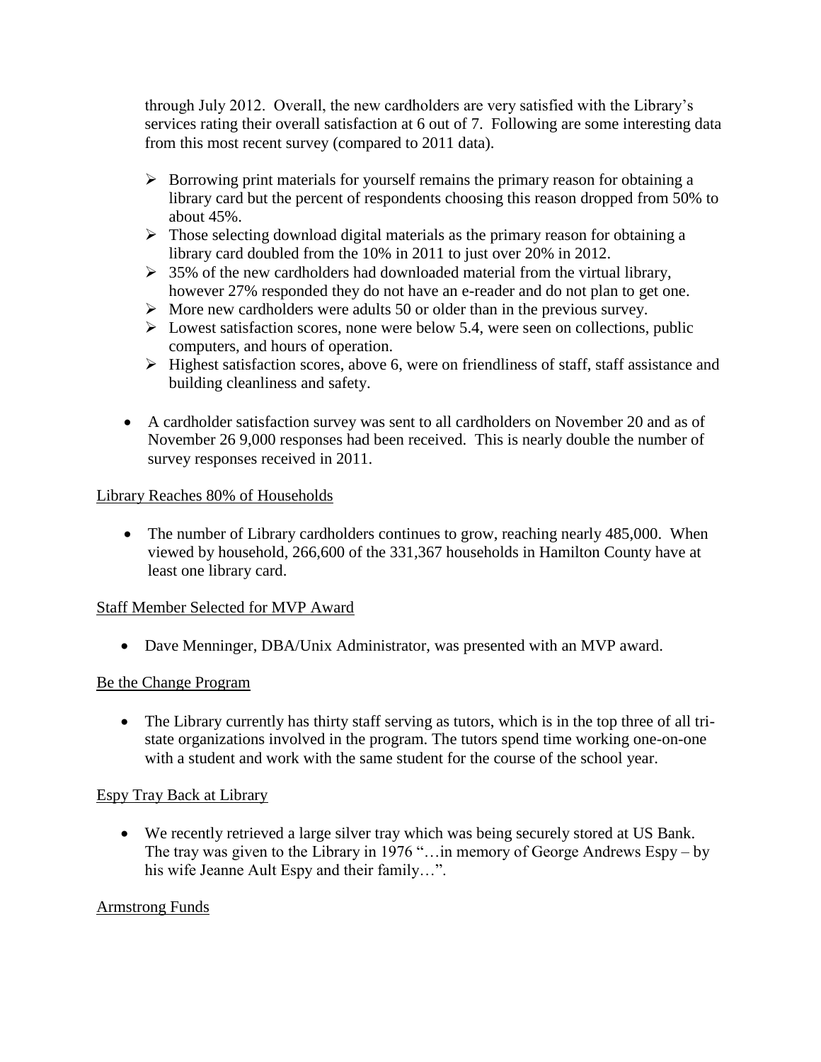through July 2012. Overall, the new cardholders are very satisfied with the Library's services rating their overall satisfaction at 6 out of 7. Following are some interesting data from this most recent survey (compared to 2011 data).

- Borrowing print materials for yourself remains the primary reason for obtaining a library card but the percent of respondents choosing this reason dropped from 50% to about 45%.
- Those selecting download digital materials as the primary reason for obtaining a library card doubled from the 10% in 2011 to just over 20% in 2012.
- 35% of the new cardholders had downloaded material from the virtual library, however 27% responded they do not have an e-reader and do not plan to get one.
- More new cardholders were adults 50 or older than in the previous survey.
- Lowest satisfaction scores, none were below 5.4, were seen on collections, public computers, and hours of operation.
- Highest satisfaction scores, above 6, were on friendliness of staff, staff assistance and building cleanliness and safety.

- A cardholder satisfaction survey was sent to all cardholders on November 20 and as of November 26 9,000 responses had been received. This is nearly double the number of survey responses received in 2011.

Library Reaches 80% of Households

- The number of Library cardholders continues to grow, reaching nearly 485,000. When viewed by household, 266,600 of the 331,367 households in Hamilton County have at least one library card.

Staff Member Selected for MVP Award

- Dave Menninger, DBA/Unix Administrator, was presented with an MVP award.

Be the Change Program

- The Library currently has thirty staff serving as tutors, which is in the top three of all tri-state organizations involved in the program. The tutors spend time working one-on-one with a student and work with the same student for the course of the school year.

Espy Tray Back at Library

- We recently retrieved a large silver tray which was being securely stored at US Bank. The tray was given to the Library in 1976 "…in memory of George Andrews Espy – by his wife Jeanne Ault Espy and their family…".

Armstrong Funds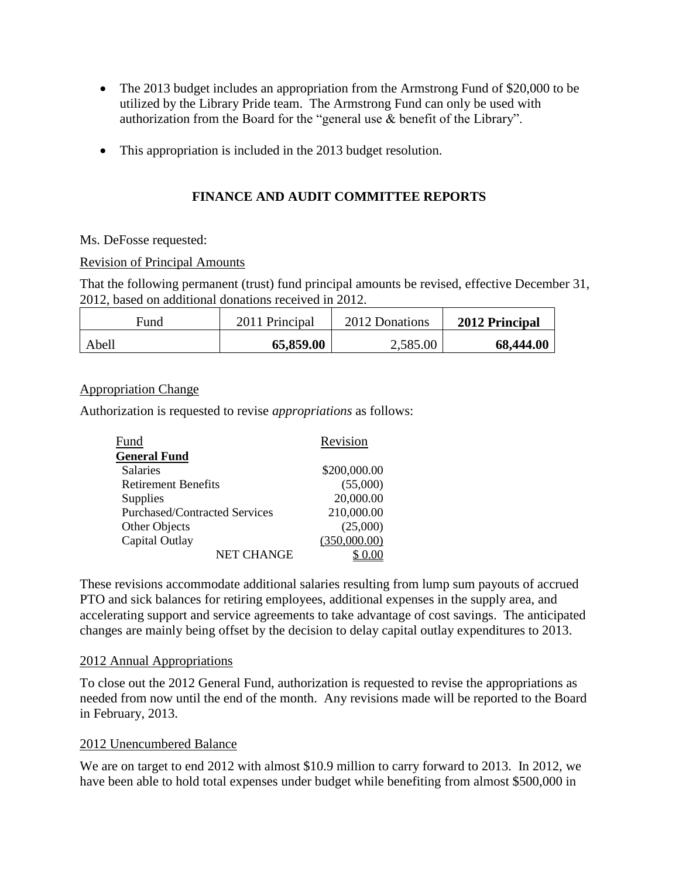- The 2013 budget includes an appropriation from the Armstrong Fund of $20,000 to be utilized by the Library Pride team. The Armstrong Fund can only be used with authorization from the Board for the "general use & benefit of the Library".
- This appropriation is included in the 2013 budget resolution.

## FINANCE AND AUDIT COMMITTEE REPORTS

Ms. DeFosse requested:

Revision of Principal Amounts

That the following permanent (trust) fund principal amounts be revised, effective December 31, 2012, based on additional donations received in 2012.

| Fund | 2011 Principal | 2012 Donations | **2012 Principal** |
|---|---|---|---|
| Abell | **65,859.00** | 2,585.00 | **68,444.00** |

Appropriation Change

Authorization is requested to revise *appropriations* as follows:

| Fund | Revision |
|---|---|
| **General Fund** | |
| Salaries | $200,000.00 |
| Retirement Benefits | (55,000) |
| Supplies | 20,000.00 |
| Purchased/Contracted Services | 210,000.00 |
| Other Objects | (25,000) |
| Capital Outlay | (350,000.00) |
| NET CHANGE | $ 0.00 |

These revisions accommodate additional salaries resulting from lump sum payouts of accrued PTO and sick balances for retiring employees, additional expenses in the supply area, and accelerating support and service agreements to take advantage of cost savings. The anticipated changes are mainly being offset by the decision to delay capital outlay expenditures to 2013.

2012 Annual Appropriations

To close out the 2012 General Fund, authorization is requested to revise the appropriations as needed from now until the end of the month. Any revisions made will be reported to the Board in February, 2013.

2012 Unencumbered Balance

We are on target to end 2012 with almost $10.9 million to carry forward to 2013. In 2012, we have been able to hold total expenses under budget while benefiting from almost $500,000 in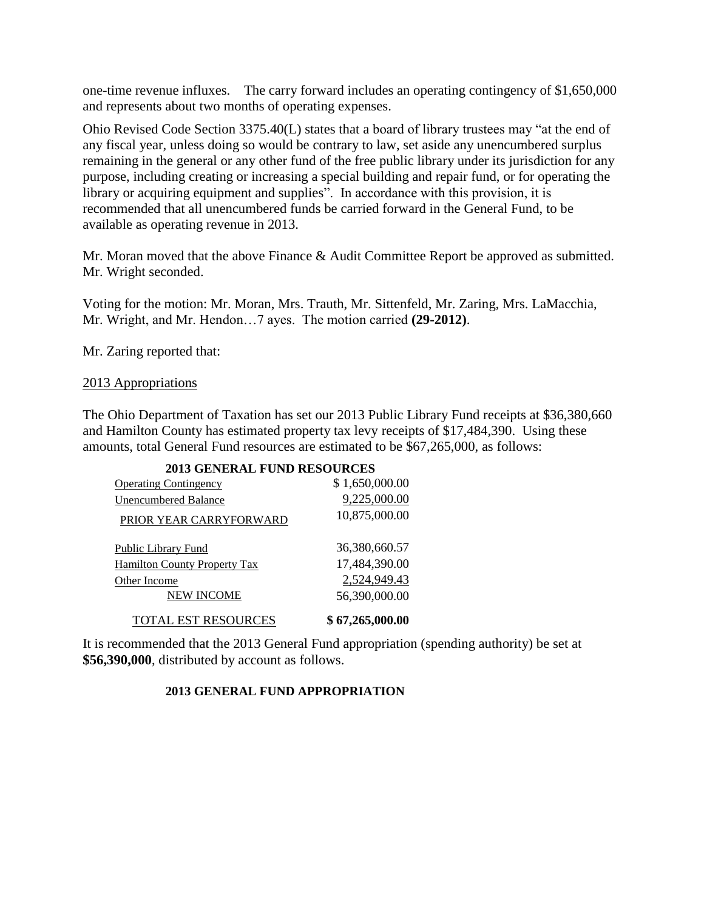one-time revenue influxes. The carry forward includes an operating contingency of $1,650,000 and represents about two months of operating expenses.

Ohio Revised Code Section 3375.40(L) states that a board of library trustees may "at the end of any fiscal year, unless doing so would be contrary to law, set aside any unencumbered surplus remaining in the general or any other fund of the free public library under its jurisdiction for any purpose, including creating or increasing a special building and repair fund, or for operating the library or acquiring equipment and supplies". In accordance with this provision, it is recommended that all unencumbered funds be carried forward in the General Fund, to be available as operating revenue in 2013.

Mr. Moran moved that the above Finance & Audit Committee Report be approved as submitted. Mr. Wright seconded.

Voting for the motion: Mr. Moran, Mrs. Trauth, Mr. Sittenfeld, Mr. Zaring, Mrs. LaMacchia, Mr. Wright, and Mr. Hendon…7 ayes. The motion carried **(29-2012)**.

Mr. Zaring reported that:

2013 Appropriations

The Ohio Department of Taxation has set our 2013 Public Library Fund receipts at $36,380,660 and Hamilton County has estimated property tax levy receipts of $17,484,390. Using these amounts, total General Fund resources are estimated to be $67,265,000, as follows:

**2013 GENERAL FUND RESOURCES**

| | |
|---|---|
| Operating Contingency | $ 1,650,000.00 |
| Unencumbered Balance | 9,225,000.00 |
| PRIOR YEAR CARRYFORWARD | 10,875,000.00 |
| | |
| Public Library Fund | 36,380,660.57 |
| Hamilton County Property Tax | 17,484,390.00 |
| Other Income | 2,524,949.43 |
| NEW INCOME | 56,390,000.00 |
| | |
| TOTAL EST RESOURCES | **$ 67,265,000.00** |

It is recommended that the 2013 General Fund appropriation (spending authority) be set at **$56,390,000**, distributed by account as follows.

**2013 GENERAL FUND APPROPRIATION**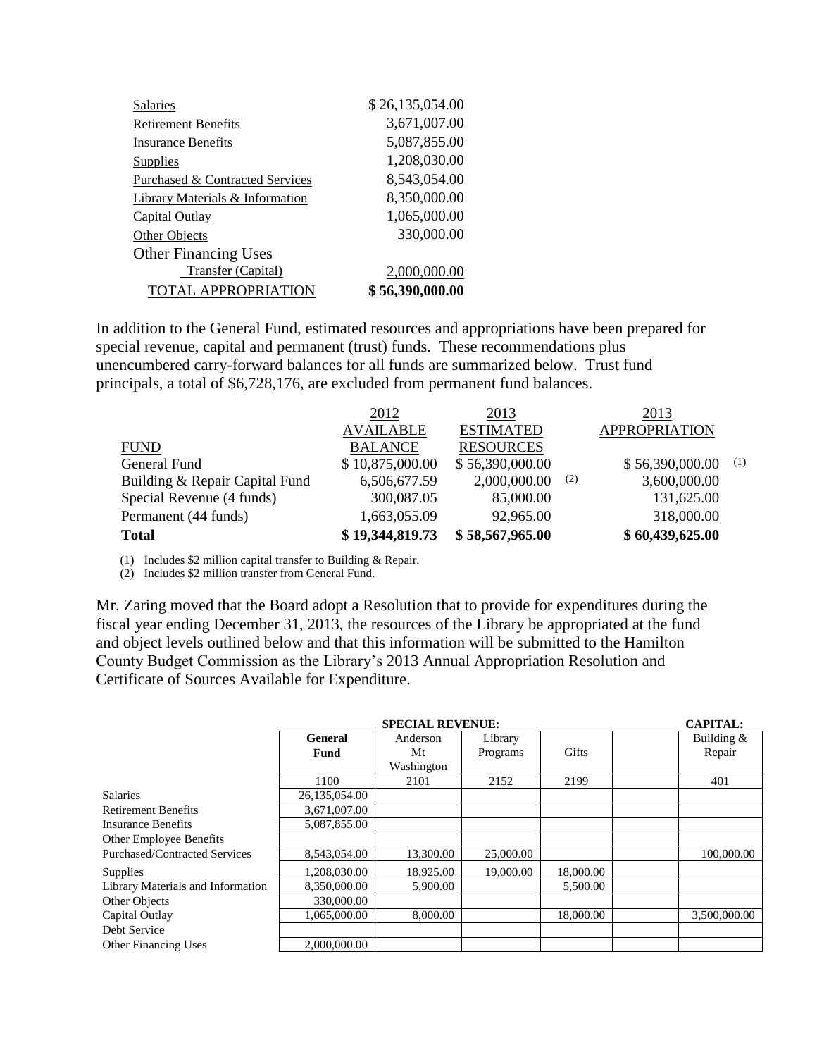| | |
|---|---|
| Salaries | $ 26,135,054.00 |
| Retirement Benefits | 3,671,007.00 |
| Insurance Benefits | 5,087,855.00 |
| Supplies | 1,208,030.00 |
| Purchased & Contracted Services | 8,543,054.00 |
| Library Materials & Information | 8,350,000.00 |
| Capital Outlay | 1,065,000.00 |
| Other Objects | 330,000.00 |
| Other Financing Uses | |
| Transfer (Capital) | 2,000,000.00 |
| TOTAL APPROPRIATION | **$ 56,390,000.00** |

In addition to the General Fund, estimated resources and appropriations have been prepared for special revenue, capital and permanent (trust) funds. These recommendations plus unencumbered carry-forward balances for all funds are summarized below. Trust fund principals, a total of $6,728,176, are excluded from permanent fund balances.

| FUND | 2012 AVAILABLE BALANCE | 2013 ESTIMATED RESOURCES | 2013 APPROPRIATION |
|---|---|---|---|
| General Fund | $ 10,875,000.00 | $ 56,390,000.00 | $ 56,390,000.00 (1) |
| Building & Repair Capital Fund | 6,506,677.59 | 2,000,000.00 (2) | 3,600,000.00 |
| Special Revenue (4 funds) | 300,087.05 | 85,000.00 | 131,625.00 |
| Permanent (44 funds) | 1,663,055.09 | 92,965.00 | 318,000.00 |
| **Total** | **$ 19,344,819.73** | **$ 58,567,965.00** | **$ 60,439,625.00** |

(1) Includes $2 million capital transfer to Building & Repair.
(2) Includes $2 million transfer from General Fund.

Mr. Zaring moved that the Board adopt a Resolution that to provide for expenditures during the fiscal year ending December 31, 2013, the resources of the Library be appropriated at the fund and object levels outlined below and that this information will be submitted to the Hamilton County Budget Commission as the Library's 2013 Annual Appropriation Resolution and Certificate of Sources Available for Expenditure.

| | | **SPECIAL REVENUE:** | | | | **CAPITAL:** |
|---|---|---|---|---|---|---|
| | **General Fund** | Anderson Mt Washington | Library Programs | Gifts | | Building & Repair |
| | 1100 | 2101 | 2152 | 2199 | | 401 |
| Salaries | 26,135,054.00 | | | | | |
| Retirement Benefits | 3,671,007.00 | | | | | |
| Insurance Benefits | 5,087,855.00 | | | | | |
| Other Employee Benefits | | | | | | |
| Purchased/Contracted Services | 8,543,054.00 | 13,300.00 | 25,000.00 | | | 100,000.00 |
| Supplies | 1,208,030.00 | 18,925.00 | 19,000.00 | 18,000.00 | | |
| Library Materials and Information | 8,350,000.00 | 5,900.00 | | 5,500.00 | | |
| Other Objects | 330,000.00 | | | | | |
| Capital Outlay | 1,065,000.00 | 8,000.00 | | 18,000.00 | | 3,500,000.00 |
| Debt Service | | | | | | |
| Other Financing Uses | 2,000,000.00 | | | | | |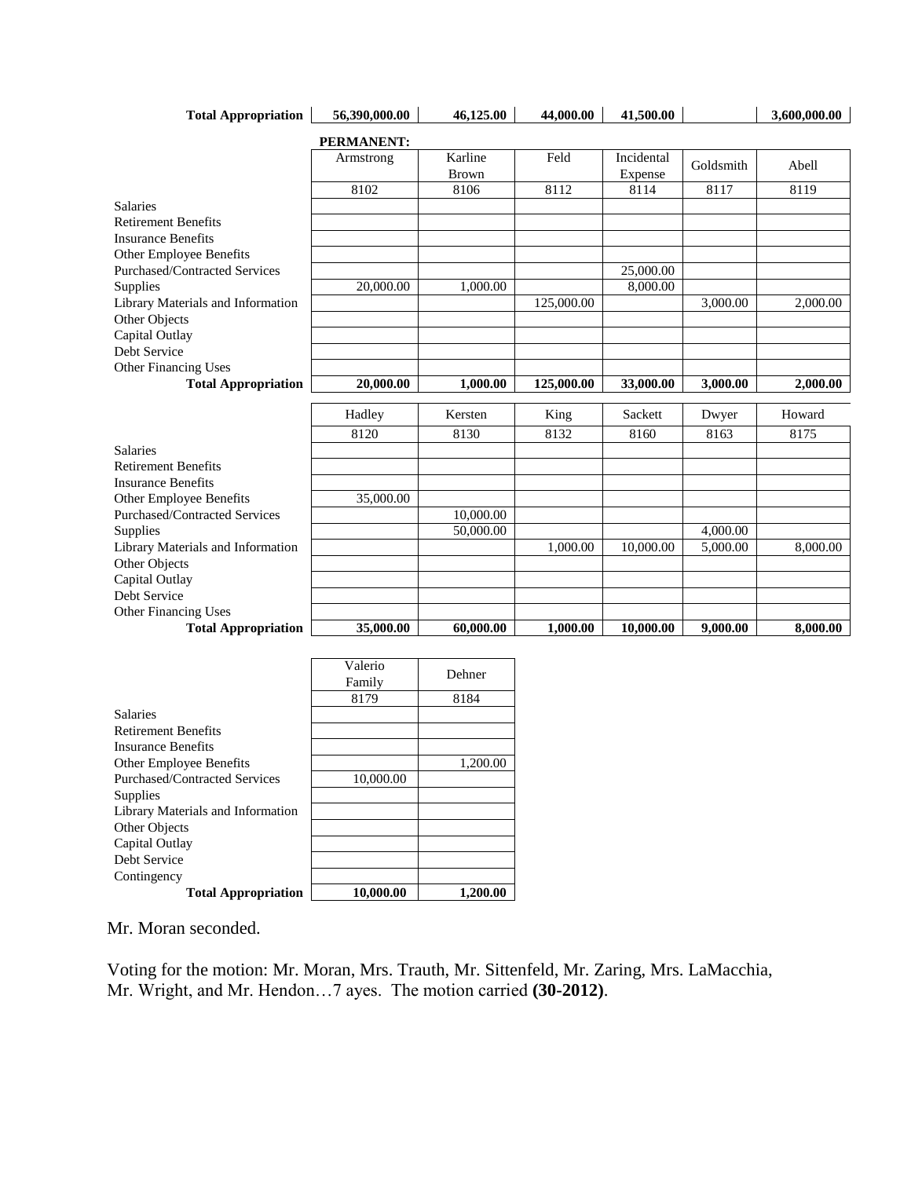| Total Appropriation | 56,390,000.00 | 46,125.00 | 44,000.00 | 41,500.00 | | 3,600,000.00 |
|---|---|---|---|---|---|---|

**PERMANENT:**

| | Armstrong | Karline Brown | Feld | Incidental Expense | Goldsmith | Abell |
|---|---|---|---|---|---|---|
| | 8102 | 8106 | 8112 | 8114 | 8117 | 8119 |
| Salaries | | | | | | |
| Retirement Benefits | | | | | | |
| Insurance Benefits | | | | | | |
| Other Employee Benefits | | | | | | |
| Purchased/Contracted Services | | | | 25,000.00 | | |
| Supplies | 20,000.00 | 1,000.00 | | 8,000.00 | | |
| Library Materials and Information | | | 125,000.00 | | 3,000.00 | 2,000.00 |
| Other Objects | | | | | | |
| Capital Outlay | | | | | | |
| Debt Service | | | | | | |
| Other Financing Uses | | | | | | |
| **Total Appropriation** | **20,000.00** | **1,000.00** | **125,000.00** | **33,000.00** | **3,000.00** | **2,000.00** |

| | Hadley | Kersten | King | Sackett | Dwyer | Howard |
|---|---|---|---|---|---|---|
| | 8120 | 8130 | 8132 | 8160 | 8163 | 8175 |
| Salaries | | | | | | |
| Retirement Benefits | | | | | | |
| Insurance Benefits | | | | | | |
| Other Employee Benefits | 35,000.00 | | | | | |
| Purchased/Contracted Services | | 10,000.00 | | | | |
| Supplies | | 50,000.00 | | | 4,000.00 | |
| Library Materials and Information | | | 1,000.00 | 10,000.00 | 5,000.00 | 8,000.00 |
| Other Objects | | | | | | |
| Capital Outlay | | | | | | |
| Debt Service | | | | | | |
| Other Financing Uses | | | | | | |
| **Total Appropriation** | **35,000.00** | **60,000.00** | **1,000.00** | **10,000.00** | **9,000.00** | **8,000.00** |

| | Valerio Family | Dehner |
|---|---|---|
| | 8179 | 8184 |
| Salaries | | |
| Retirement Benefits | | |
| Insurance Benefits | | |
| Other Employee Benefits | | 1,200.00 |
| Purchased/Contracted Services | 10,000.00 | |
| Supplies | | |
| Library Materials and Information | | |
| Other Objects | | |
| Capital Outlay | | |
| Debt Service | | |
| Contingency | | |
| **Total Appropriation** | **10,000.00** | **1,200.00** |

Mr. Moran seconded.

Voting for the motion: Mr. Moran, Mrs. Trauth, Mr. Sittenfeld, Mr. Zaring, Mrs. LaMacchia, Mr. Wright, and Mr. Hendon…7 ayes. The motion carried **(30-2012)**.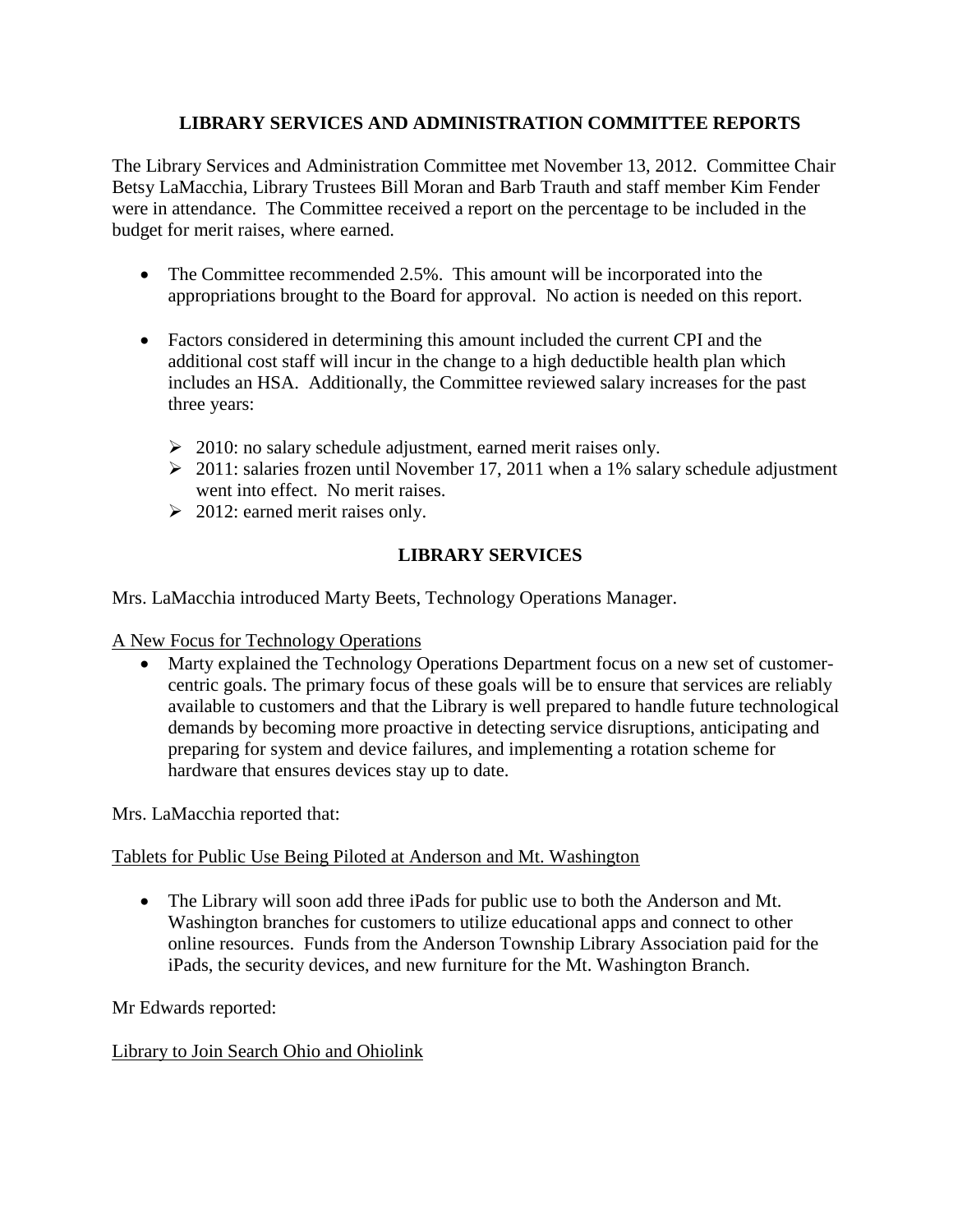## LIBRARY SERVICES AND ADMINISTRATION COMMITTEE REPORTS

The Library Services and Administration Committee met November 13, 2012. Committee Chair Betsy LaMacchia, Library Trustees Bill Moran and Barb Trauth and staff member Kim Fender were in attendance. The Committee received a report on the percentage to be included in the budget for merit raises, where earned.

- The Committee recommended 2.5%. This amount will be incorporated into the appropriations brought to the Board for approval. No action is needed on this report.

- Factors considered in determining this amount included the current CPI and the additional cost staff will incur in the change to a high deductible health plan which includes an HSA. Additionally, the Committee reviewed salary increases for the past three years:

  - 2010: no salary schedule adjustment, earned merit raises only.
  - 2011: salaries frozen until November 17, 2011 when a 1% salary schedule adjustment went into effect. No merit raises.
  - 2012: earned merit raises only.

## LIBRARY SERVICES

Mrs. LaMacchia introduced Marty Beets, Technology Operations Manager.

<u>A New Focus for Technology Operations</u>

- Marty explained the Technology Operations Department focus on a new set of customer-centric goals. The primary focus of these goals will be to ensure that services are reliably available to customers and that the Library is well prepared to handle future technological demands by becoming more proactive in detecting service disruptions, anticipating and preparing for system and device failures, and implementing a rotation scheme for hardware that ensures devices stay up to date.

Mrs. LaMacchia reported that:

<u>Tablets for Public Use Being Piloted at Anderson and Mt. Washington</u>

- The Library will soon add three iPads for public use to both the Anderson and Mt. Washington branches for customers to utilize educational apps and connect to other online resources. Funds from the Anderson Township Library Association paid for the iPads, the security devices, and new furniture for the Mt. Washington Branch.

Mr Edwards reported:

<u>Library to Join Search Ohio and Ohiolink</u>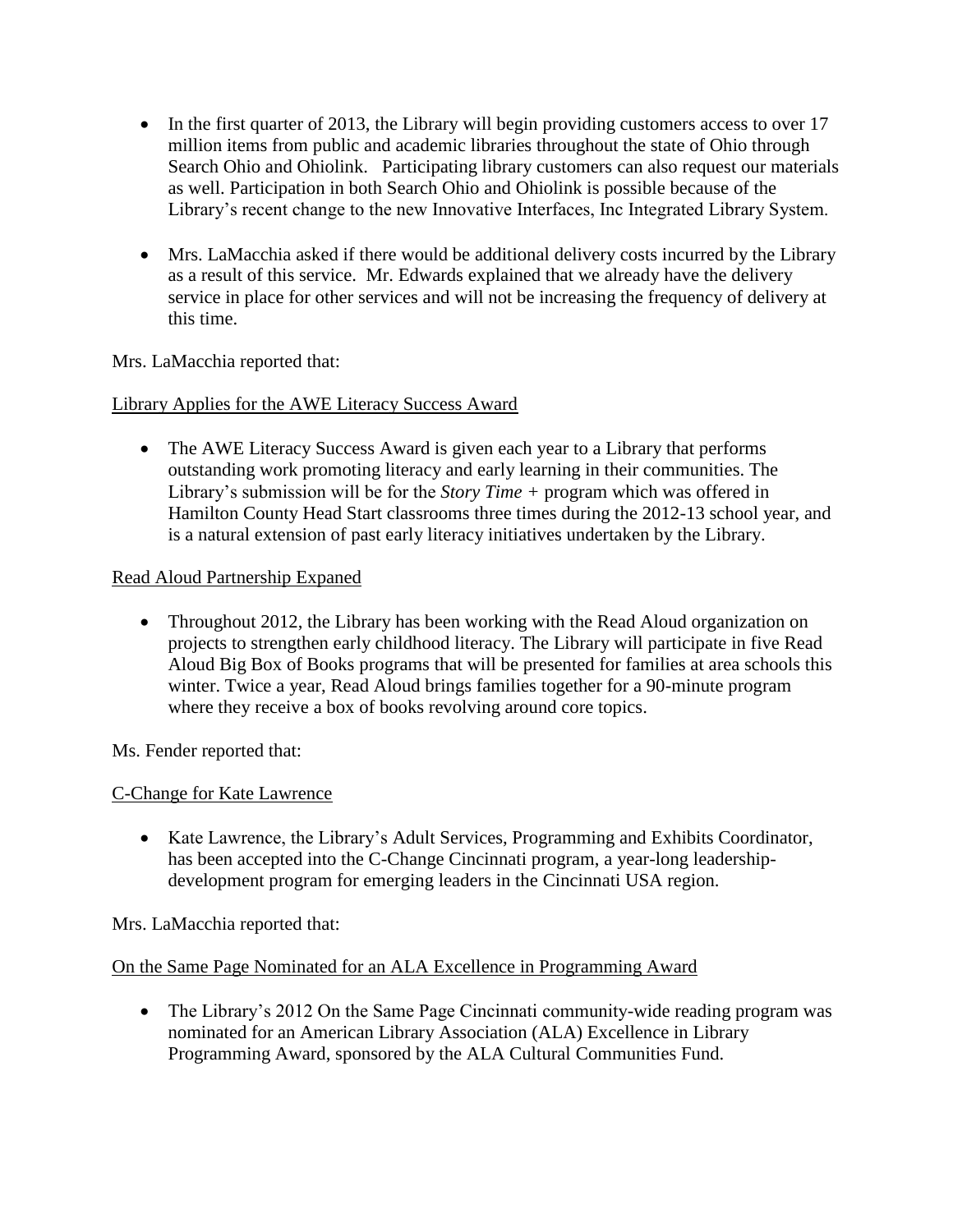- In the first quarter of 2013, the Library will begin providing customers access to over 17 million items from public and academic libraries throughout the state of Ohio through Search Ohio and Ohiolink. Participating library customers can also request our materials as well. Participation in both Search Ohio and Ohiolink is possible because of the Library's recent change to the new Innovative Interfaces, Inc Integrated Library System.

- Mrs. LaMacchia asked if there would be additional delivery costs incurred by the Library as a result of this service. Mr. Edwards explained that we already have the delivery service in place for other services and will not be increasing the frequency of delivery at this time.

Mrs. LaMacchia reported that:

<u>Library Applies for the AWE Literacy Success Award</u>

- The AWE Literacy Success Award is given each year to a Library that performs outstanding work promoting literacy and early learning in their communities. The Library's submission will be for the *Story Time +* program which was offered in Hamilton County Head Start classrooms three times during the 2012-13 school year, and is a natural extension of past early literacy initiatives undertaken by the Library.

<u>Read Aloud Partnership Expaned</u>

- Throughout 2012, the Library has been working with the Read Aloud organization on projects to strengthen early childhood literacy. The Library will participate in five Read Aloud Big Box of Books programs that will be presented for families at area schools this winter. Twice a year, Read Aloud brings families together for a 90-minute program where they receive a box of books revolving around core topics.

Ms. Fender reported that:

<u>C-Change for Kate Lawrence</u>

- Kate Lawrence, the Library's Adult Services, Programming and Exhibits Coordinator, has been accepted into the C-Change Cincinnati program, a year-long leadership-development program for emerging leaders in the Cincinnati USA region.

Mrs. LaMacchia reported that:

<u>On the Same Page Nominated for an ALA Excellence in Programming Award</u>

- The Library's 2012 On the Same Page Cincinnati community-wide reading program was nominated for an American Library Association (ALA) Excellence in Library Programming Award, sponsored by the ALA Cultural Communities Fund.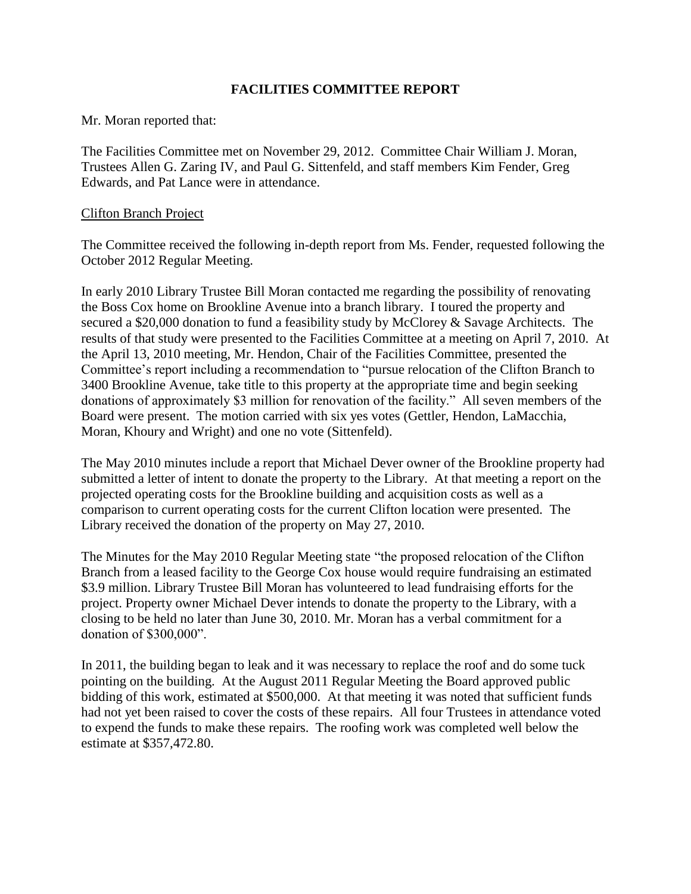## FACILITIES COMMITTEE REPORT

Mr. Moran reported that:

The Facilities Committee met on November 29, 2012. Committee Chair William J. Moran, Trustees Allen G. Zaring IV, and Paul G. Sittenfeld, and staff members Kim Fender, Greg Edwards, and Pat Lance were in attendance.

Clifton Branch Project

The Committee received the following in-depth report from Ms. Fender, requested following the October 2012 Regular Meeting.

In early 2010 Library Trustee Bill Moran contacted me regarding the possibility of renovating the Boss Cox home on Brookline Avenue into a branch library. I toured the property and secured a $20,000 donation to fund a feasibility study by McClorey & Savage Architects. The results of that study were presented to the Facilities Committee at a meeting on April 7, 2010. At the April 13, 2010 meeting, Mr. Hendon, Chair of the Facilities Committee, presented the Committee's report including a recommendation to "pursue relocation of the Clifton Branch to 3400 Brookline Avenue, take title to this property at the appropriate time and begin seeking donations of approximately $3 million for renovation of the facility." All seven members of the Board were present. The motion carried with six yes votes (Gettler, Hendon, LaMacchia, Moran, Khoury and Wright) and one no vote (Sittenfeld).

The May 2010 minutes include a report that Michael Dever owner of the Brookline property had submitted a letter of intent to donate the property to the Library. At that meeting a report on the projected operating costs for the Brookline building and acquisition costs as well as a comparison to current operating costs for the current Clifton location were presented. The Library received the donation of the property on May 27, 2010.

The Minutes for the May 2010 Regular Meeting state "the proposed relocation of the Clifton Branch from a leased facility to the George Cox house would require fundraising an estimated $3.9 million. Library Trustee Bill Moran has volunteered to lead fundraising efforts for the project. Property owner Michael Dever intends to donate the property to the Library, with a closing to be held no later than June 30, 2010. Mr. Moran has a verbal commitment for a donation of $300,000".

In 2011, the building began to leak and it was necessary to replace the roof and do some tuck pointing on the building. At the August 2011 Regular Meeting the Board approved public bidding of this work, estimated at $500,000. At that meeting it was noted that sufficient funds had not yet been raised to cover the costs of these repairs. All four Trustees in attendance voted to expend the funds to make these repairs. The roofing work was completed well below the estimate at $357,472.80.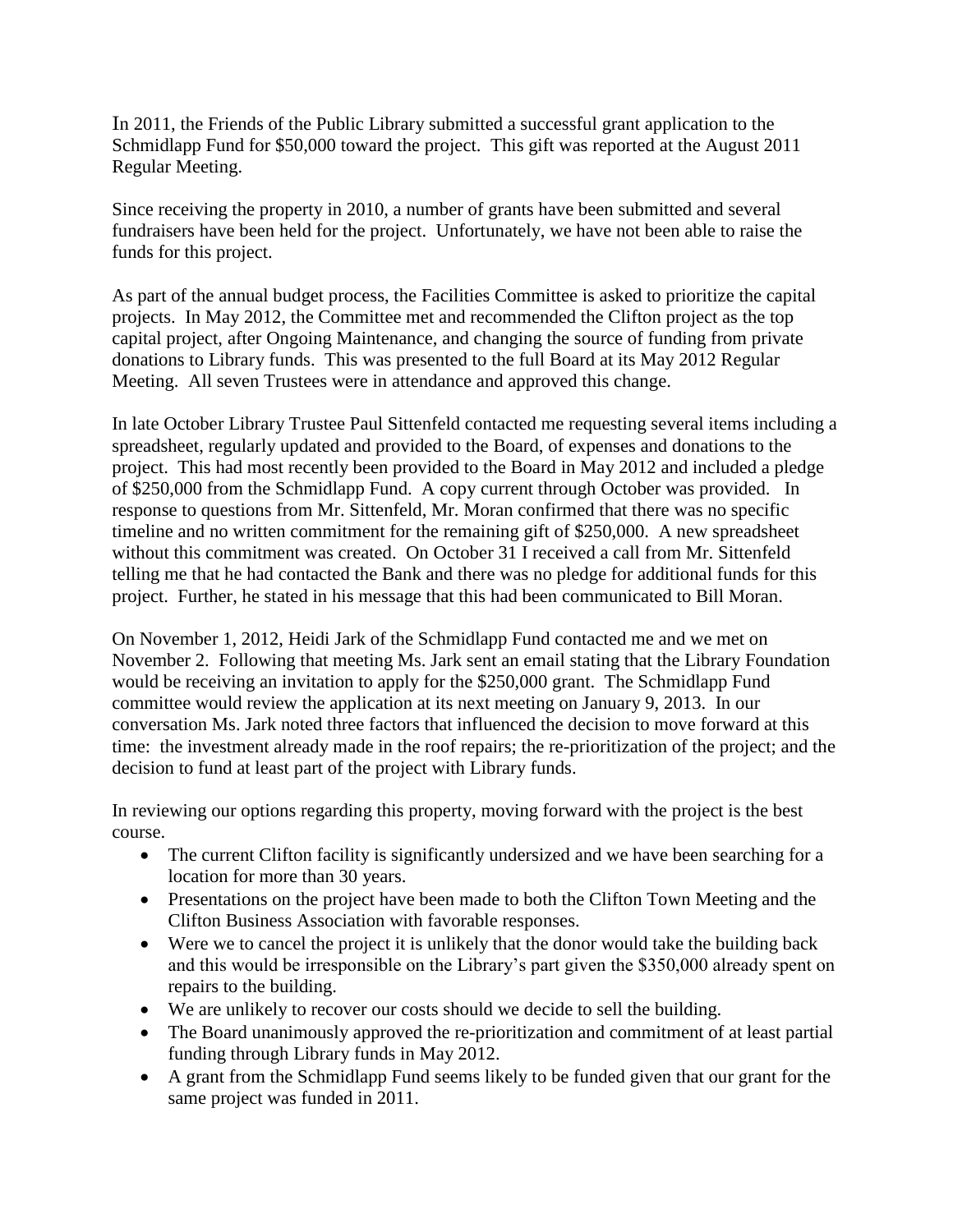In 2011, the Friends of the Public Library submitted a successful grant application to the Schmidlapp Fund for $50,000 toward the project. This gift was reported at the August 2011 Regular Meeting.

Since receiving the property in 2010, a number of grants have been submitted and several fundraisers have been held for the project. Unfortunately, we have not been able to raise the funds for this project.

As part of the annual budget process, the Facilities Committee is asked to prioritize the capital projects. In May 2012, the Committee met and recommended the Clifton project as the top capital project, after Ongoing Maintenance, and changing the source of funding from private donations to Library funds. This was presented to the full Board at its May 2012 Regular Meeting. All seven Trustees were in attendance and approved this change.

In late October Library Trustee Paul Sittenfeld contacted me requesting several items including a spreadsheet, regularly updated and provided to the Board, of expenses and donations to the project. This had most recently been provided to the Board in May 2012 and included a pledge of $250,000 from the Schmidlapp Fund. A copy current through October was provided. In response to questions from Mr. Sittenfeld, Mr. Moran confirmed that there was no specific timeline and no written commitment for the remaining gift of $250,000. A new spreadsheet without this commitment was created. On October 31 I received a call from Mr. Sittenfeld telling me that he had contacted the Bank and there was no pledge for additional funds for this project. Further, he stated in his message that this had been communicated to Bill Moran.

On November 1, 2012, Heidi Jark of the Schmidlapp Fund contacted me and we met on November 2. Following that meeting Ms. Jark sent an email stating that the Library Foundation would be receiving an invitation to apply for the $250,000 grant. The Schmidlapp Fund committee would review the application at its next meeting on January 9, 2013. In our conversation Ms. Jark noted three factors that influenced the decision to move forward at this time: the investment already made in the roof repairs; the re-prioritization of the project; and the decision to fund at least part of the project with Library funds.

In reviewing our options regarding this property, moving forward with the project is the best course.

- The current Clifton facility is significantly undersized and we have been searching for a location for more than 30 years.
- Presentations on the project have been made to both the Clifton Town Meeting and the Clifton Business Association with favorable responses.
- Were we to cancel the project it is unlikely that the donor would take the building back and this would be irresponsible on the Library's part given the $350,000 already spent on repairs to the building.
- We are unlikely to recover our costs should we decide to sell the building.
- The Board unanimously approved the re-prioritization and commitment of at least partial funding through Library funds in May 2012.
- A grant from the Schmidlapp Fund seems likely to be funded given that our grant for the same project was funded in 2011.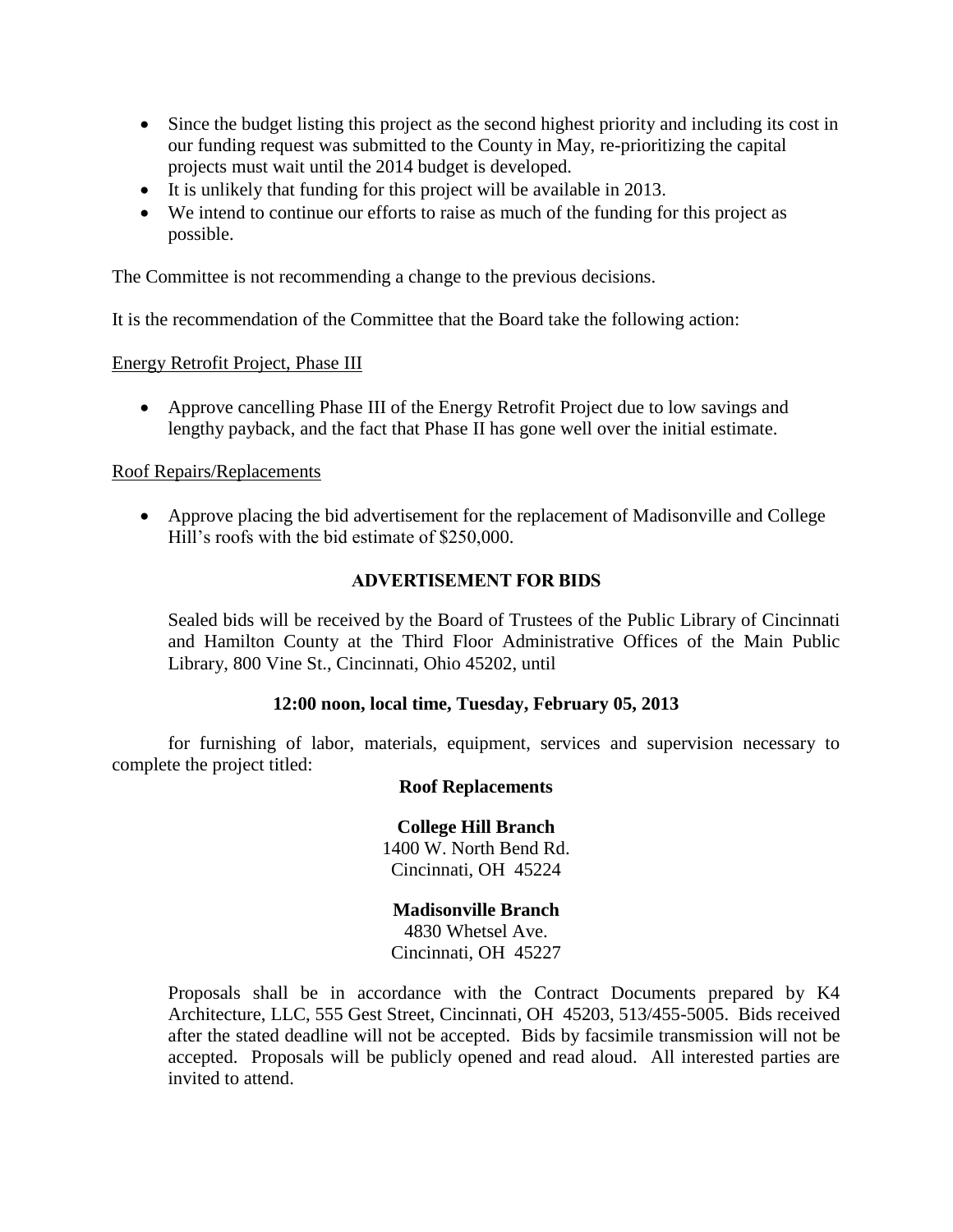- Since the budget listing this project as the second highest priority and including its cost in our funding request was submitted to the County in May, re-prioritizing the capital projects must wait until the 2014 budget is developed.
- It is unlikely that funding for this project will be available in 2013.
- We intend to continue our efforts to raise as much of the funding for this project as possible.

The Committee is not recommending a change to the previous decisions.

It is the recommendation of the Committee that the Board take the following action:

<u>Energy Retrofit Project, Phase III</u>

- Approve cancelling Phase III of the Energy Retrofit Project due to low savings and lengthy payback, and the fact that Phase II has gone well over the initial estimate.

<u>Roof Repairs/Replacements</u>

- Approve placing the bid advertisement for the replacement of Madisonville and College Hill's roofs with the bid estimate of $250,000.

**ADVERTISEMENT FOR BIDS**

Sealed bids will be received by the Board of Trustees of the Public Library of Cincinnati and Hamilton County at the Third Floor Administrative Offices of the Main Public Library, 800 Vine St., Cincinnati, Ohio 45202, until

**12:00 noon, local time, Tuesday, February 05, 2013**

for furnishing of labor, materials, equipment, services and supervision necessary to complete the project titled:

**Roof Replacements**

**College Hill Branch**
1400 W. North Bend Rd.
Cincinnati, OH 45224

**Madisonville Branch**
4830 Whetsel Ave.
Cincinnati, OH 45227

Proposals shall be in accordance with the Contract Documents prepared by K4 Architecture, LLC, 555 Gest Street, Cincinnati, OH 45203, 513/455-5005. Bids received after the stated deadline will not be accepted. Bids by facsimile transmission will not be accepted. Proposals will be publicly opened and read aloud. All interested parties are invited to attend.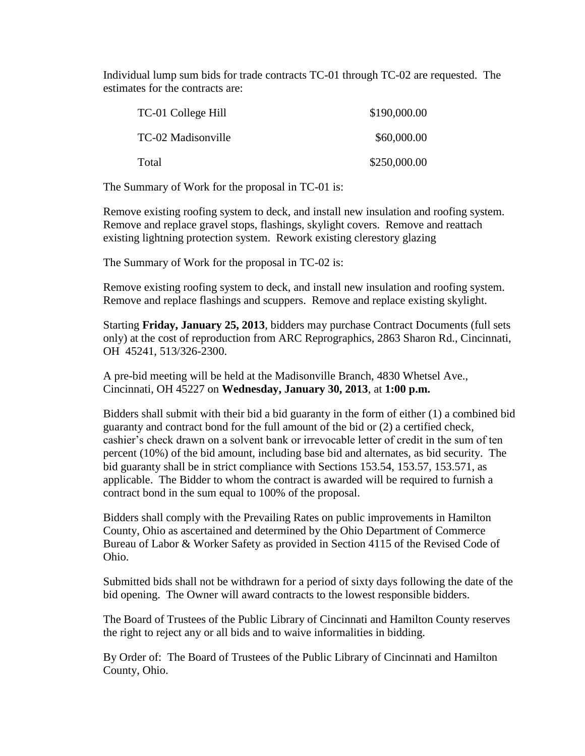Individual lump sum bids for trade contracts TC-01 through TC-02 are requested. The estimates for the contracts are:

| | |
|---|---|
| TC-01 College Hill | \$190,000.00 |
| TC-02 Madisonville | \$60,000.00 |
| Total | \$250,000.00 |

The Summary of Work for the proposal in TC-01 is:

Remove existing roofing system to deck, and install new insulation and roofing system. Remove and replace gravel stops, flashings, skylight covers. Remove and reattach existing lightning protection system. Rework existing clerestory glazing

The Summary of Work for the proposal in TC-02 is:

Remove existing roofing system to deck, and install new insulation and roofing system. Remove and replace flashings and scuppers. Remove and replace existing skylight.

Starting **Friday, January 25, 2013**, bidders may purchase Contract Documents (full sets only) at the cost of reproduction from ARC Reprographics, 2863 Sharon Rd., Cincinnati, OH 45241, 513/326-2300.

A pre-bid meeting will be held at the Madisonville Branch, 4830 Whetsel Ave., Cincinnati, OH 45227 on **Wednesday, January 30, 2013**, at **1:00 p.m.**

Bidders shall submit with their bid a bid guaranty in the form of either (1) a combined bid guaranty and contract bond for the full amount of the bid or (2) a certified check, cashier's check drawn on a solvent bank or irrevocable letter of credit in the sum of ten percent (10%) of the bid amount, including base bid and alternates, as bid security. The bid guaranty shall be in strict compliance with Sections 153.54, 153.57, 153.571, as applicable. The Bidder to whom the contract is awarded will be required to furnish a contract bond in the sum equal to 100% of the proposal.

Bidders shall comply with the Prevailing Rates on public improvements in Hamilton County, Ohio as ascertained and determined by the Ohio Department of Commerce Bureau of Labor & Worker Safety as provided in Section 4115 of the Revised Code of Ohio.

Submitted bids shall not be withdrawn for a period of sixty days following the date of the bid opening. The Owner will award contracts to the lowest responsible bidders.

The Board of Trustees of the Public Library of Cincinnati and Hamilton County reserves the right to reject any or all bids and to waive informalities in bidding.

By Order of: The Board of Trustees of the Public Library of Cincinnati and Hamilton County, Ohio.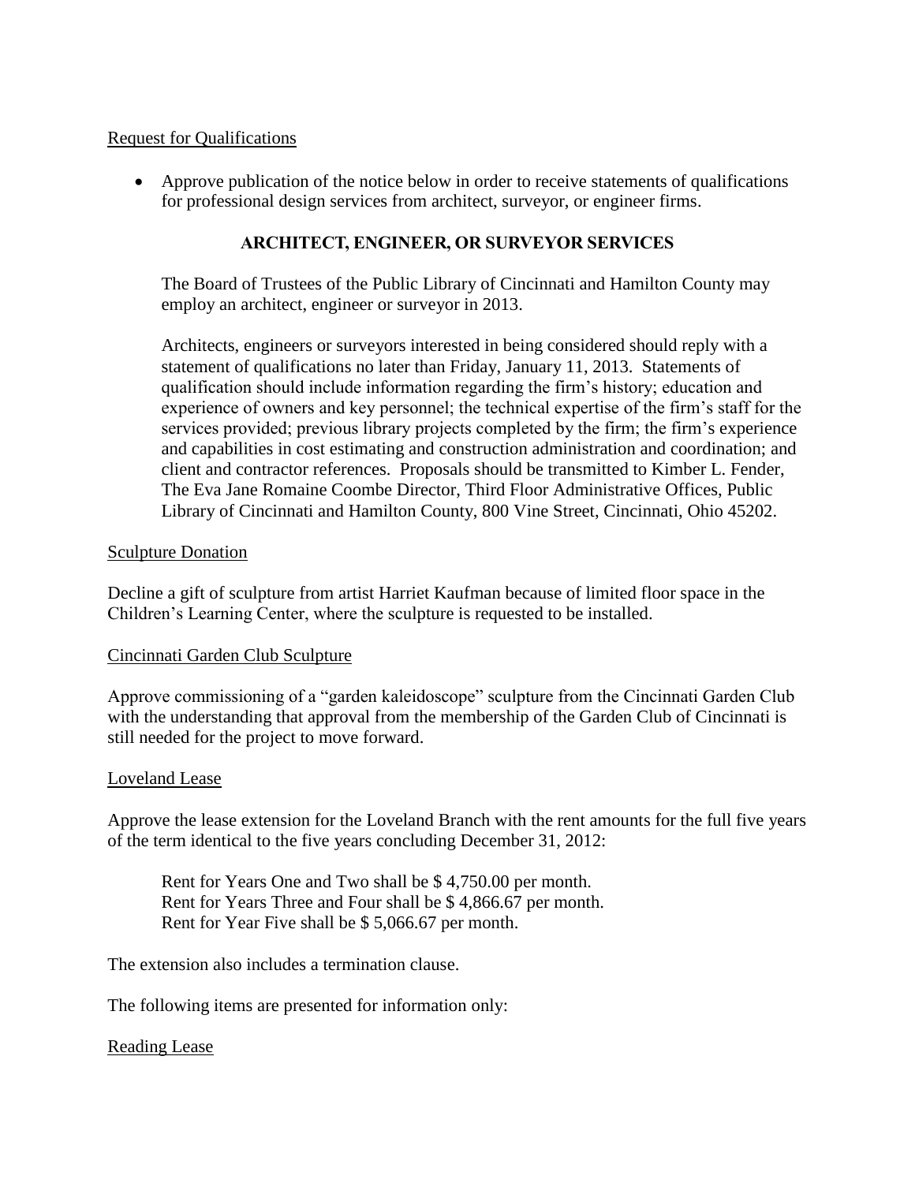Request for Qualifications

- Approve publication of the notice below in order to receive statements of qualifications for professional design services from architect, surveyor, or engineer firms.

**ARCHITECT, ENGINEER, OR SURVEYOR SERVICES**

The Board of Trustees of the Public Library of Cincinnati and Hamilton County may employ an architect, engineer or surveyor in 2013.

Architects, engineers or surveyors interested in being considered should reply with a statement of qualifications no later than Friday, January 11, 2013. Statements of qualification should include information regarding the firm's history; education and experience of owners and key personnel; the technical expertise of the firm's staff for the services provided; previous library projects completed by the firm; the firm's experience and capabilities in cost estimating and construction administration and coordination; and client and contractor references. Proposals should be transmitted to Kimber L. Fender, The Eva Jane Romaine Coombe Director, Third Floor Administrative Offices, Public Library of Cincinnati and Hamilton County, 800 Vine Street, Cincinnati, Ohio 45202.

Sculpture Donation

Decline a gift of sculpture from artist Harriet Kaufman because of limited floor space in the Children's Learning Center, where the sculpture is requested to be installed.

Cincinnati Garden Club Sculpture

Approve commissioning of a "garden kaleidoscope" sculpture from the Cincinnati Garden Club with the understanding that approval from the membership of the Garden Club of Cincinnati is still needed for the project to move forward.

Loveland Lease

Approve the lease extension for the Loveland Branch with the rent amounts for the full five years of the term identical to the five years concluding December 31, 2012:

Rent for Years One and Two shall be $ 4,750.00 per month.
Rent for Years Three and Four shall be $ 4,866.67 per month.
Rent for Year Five shall be $ 5,066.67 per month.

The extension also includes a termination clause.

The following items are presented for information only:

Reading Lease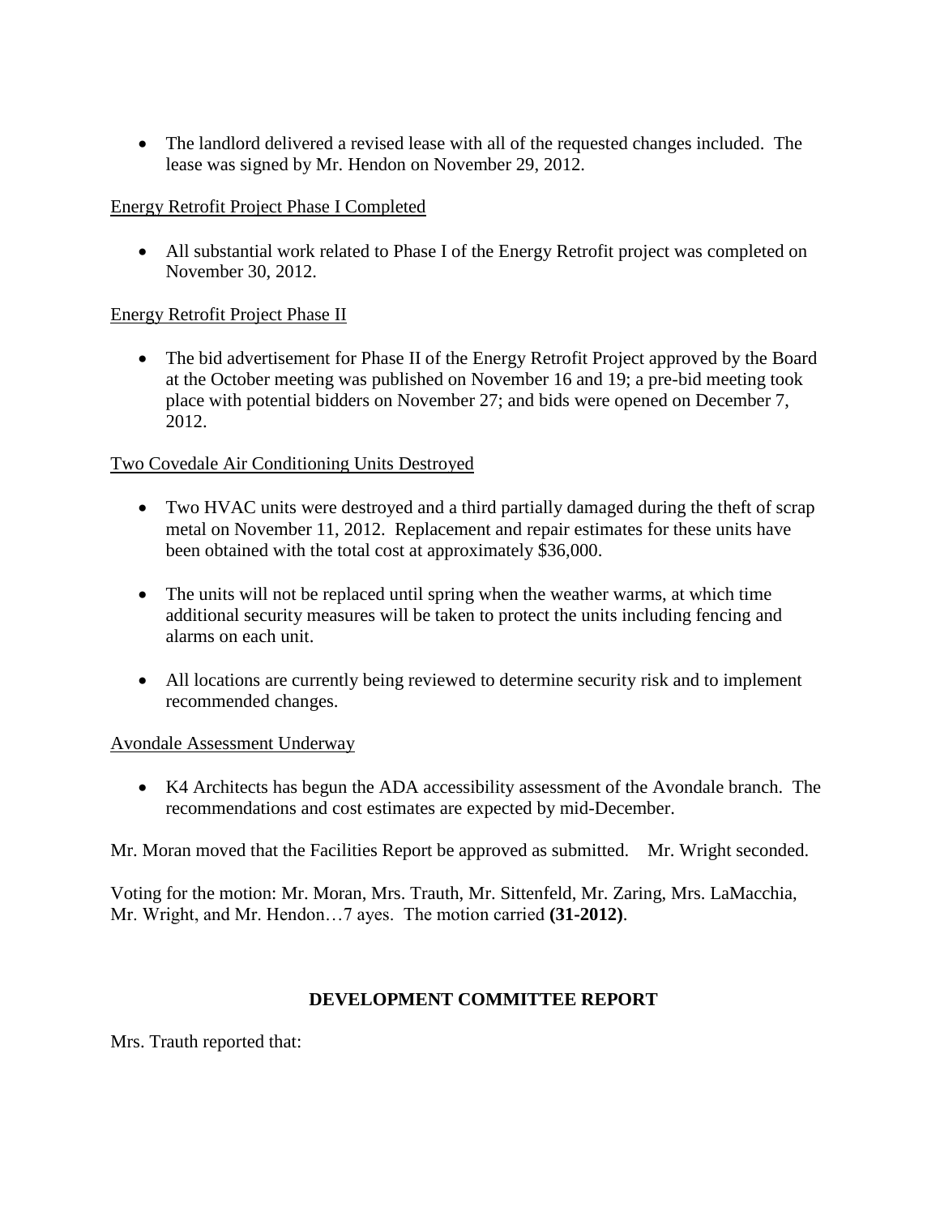- The landlord delivered a revised lease with all of the requested changes included. The lease was signed by Mr. Hendon on November 29, 2012.

Energy Retrofit Project Phase I Completed

- All substantial work related to Phase I of the Energy Retrofit project was completed on November 30, 2012.

Energy Retrofit Project Phase II

- The bid advertisement for Phase II of the Energy Retrofit Project approved by the Board at the October meeting was published on November 16 and 19; a pre-bid meeting took place with potential bidders on November 27; and bids were opened on December 7, 2012.

Two Covedale Air Conditioning Units Destroyed

- Two HVAC units were destroyed and a third partially damaged during the theft of scrap metal on November 11, 2012. Replacement and repair estimates for these units have been obtained with the total cost at approximately $36,000.

- The units will not be replaced until spring when the weather warms, at which time additional security measures will be taken to protect the units including fencing and alarms on each unit.

- All locations are currently being reviewed to determine security risk and to implement recommended changes.

Avondale Assessment Underway

- K4 Architects has begun the ADA accessibility assessment of the Avondale branch. The recommendations and cost estimates are expected by mid-December.

Mr. Moran moved that the Facilities Report be approved as submitted. Mr. Wright seconded.

Voting for the motion: Mr. Moran, Mrs. Trauth, Mr. Sittenfeld, Mr. Zaring, Mrs. LaMacchia, Mr. Wright, and Mr. Hendon…7 ayes. The motion carried **(31-2012)**.

## DEVELOPMENT COMMITTEE REPORT

Mrs. Trauth reported that: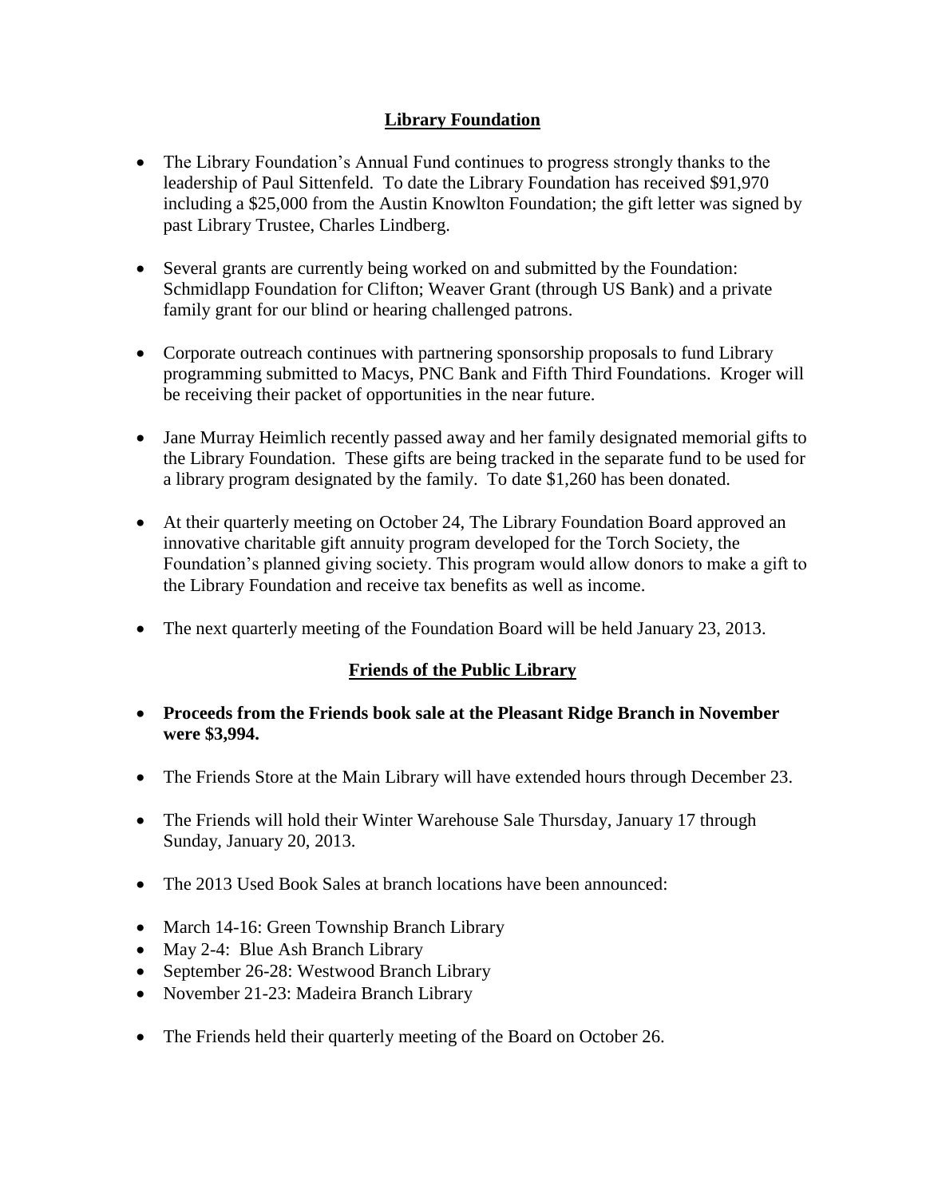## Library Foundation

- The Library Foundation's Annual Fund continues to progress strongly thanks to the leadership of Paul Sittenfeld. To date the Library Foundation has received $91,970 including a $25,000 from the Austin Knowlton Foundation; the gift letter was signed by past Library Trustee, Charles Lindberg.
- Several grants are currently being worked on and submitted by the Foundation: Schmidlapp Foundation for Clifton; Weaver Grant (through US Bank) and a private family grant for our blind or hearing challenged patrons.
- Corporate outreach continues with partnering sponsorship proposals to fund Library programming submitted to Macys, PNC Bank and Fifth Third Foundations. Kroger will be receiving their packet of opportunities in the near future.
- Jane Murray Heimlich recently passed away and her family designated memorial gifts to the Library Foundation. These gifts are being tracked in the separate fund to be used for a library program designated by the family. To date $1,260 has been donated.
- At their quarterly meeting on October 24, The Library Foundation Board approved an innovative charitable gift annuity program developed for the Torch Society, the Foundation's planned giving society. This program would allow donors to make a gift to the Library Foundation and receive tax benefits as well as income.
- The next quarterly meeting of the Foundation Board will be held January 23, 2013.

## Friends of the Public Library

- **Proceeds from the Friends book sale at the Pleasant Ridge Branch in November were $3,994.**
- The Friends Store at the Main Library will have extended hours through December 23.
- The Friends will hold their Winter Warehouse Sale Thursday, January 17 through Sunday, January 20, 2013.
- The 2013 Used Book Sales at branch locations have been announced:
- March 14-16: Green Township Branch Library
- May 2-4: Blue Ash Branch Library
- September 26-28: Westwood Branch Library
- November 21-23: Madeira Branch Library
- The Friends held their quarterly meeting of the Board on October 26.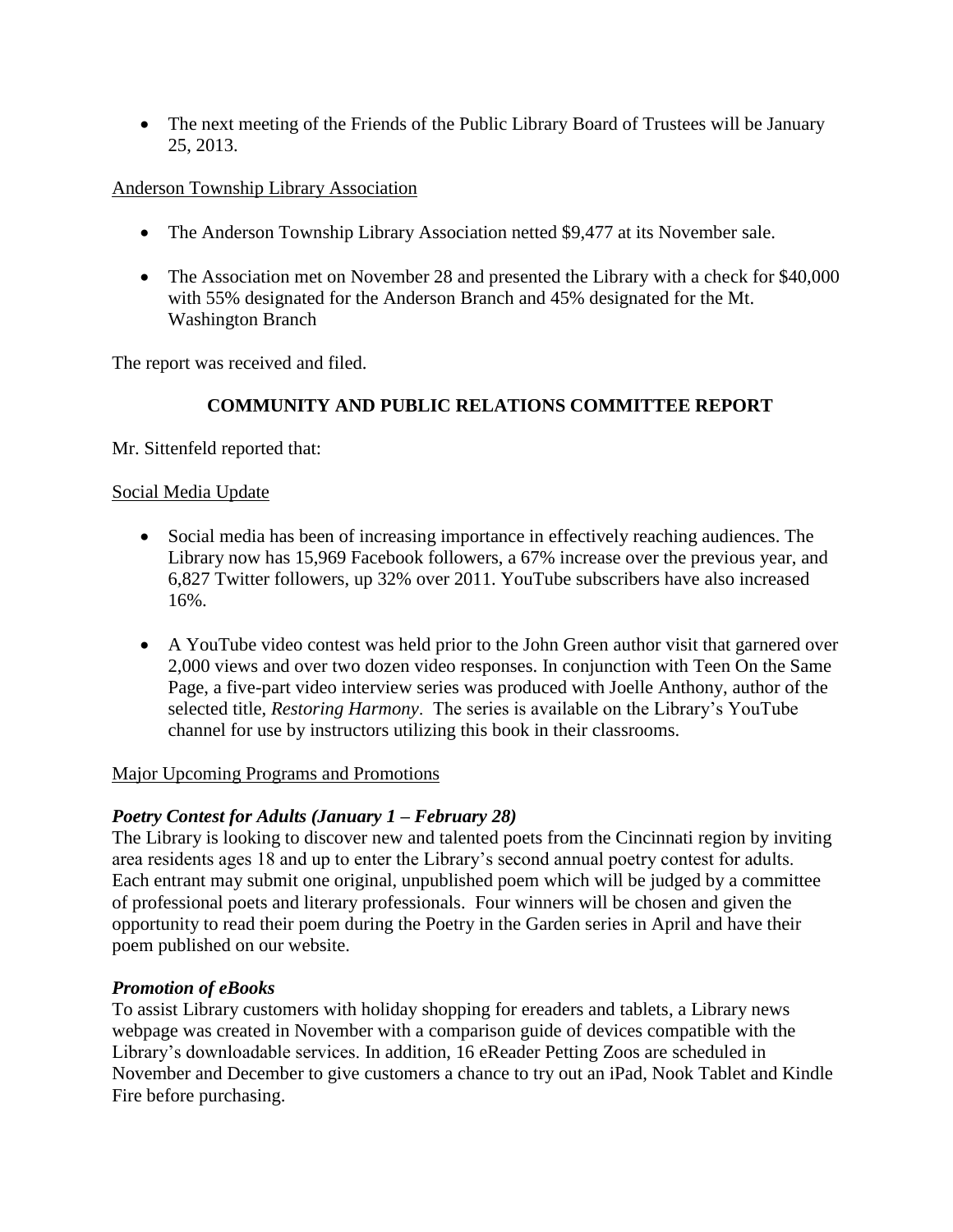- The next meeting of the Friends of the Public Library Board of Trustees will be January 25, 2013.

Anderson Township Library Association

- The Anderson Township Library Association netted $9,477 at its November sale.

- The Association met on November 28 and presented the Library with a check for $40,000 with 55% designated for the Anderson Branch and 45% designated for the Mt. Washington Branch

The report was received and filed.

## COMMUNITY AND PUBLIC RELATIONS COMMITTEE REPORT

Mr. Sittenfeld reported that:

Social Media Update

- Social media has been of increasing importance in effectively reaching audiences. The Library now has 15,969 Facebook followers, a 67% increase over the previous year, and 6,827 Twitter followers, up 32% over 2011. YouTube subscribers have also increased 16%.

- A YouTube video contest was held prior to the John Green author visit that garnered over 2,000 views and over two dozen video responses. In conjunction with Teen On the Same Page, a five-part video interview series was produced with Joelle Anthony, author of the selected title, *Restoring Harmony*. The series is available on the Library's YouTube channel for use by instructors utilizing this book in their classrooms.

Major Upcoming Programs and Promotions

***Poetry Contest for Adults (January 1 – February 28)***

The Library is looking to discover new and talented poets from the Cincinnati region by inviting area residents ages 18 and up to enter the Library's second annual poetry contest for adults. Each entrant may submit one original, unpublished poem which will be judged by a committee of professional poets and literary professionals. Four winners will be chosen and given the opportunity to read their poem during the Poetry in the Garden series in April and have their poem published on our website.

***Promotion of eBooks***

To assist Library customers with holiday shopping for ereaders and tablets, a Library news webpage was created in November with a comparison guide of devices compatible with the Library's downloadable services. In addition, 16 eReader Petting Zoos are scheduled in November and December to give customers a chance to try out an iPad, Nook Tablet and Kindle Fire before purchasing.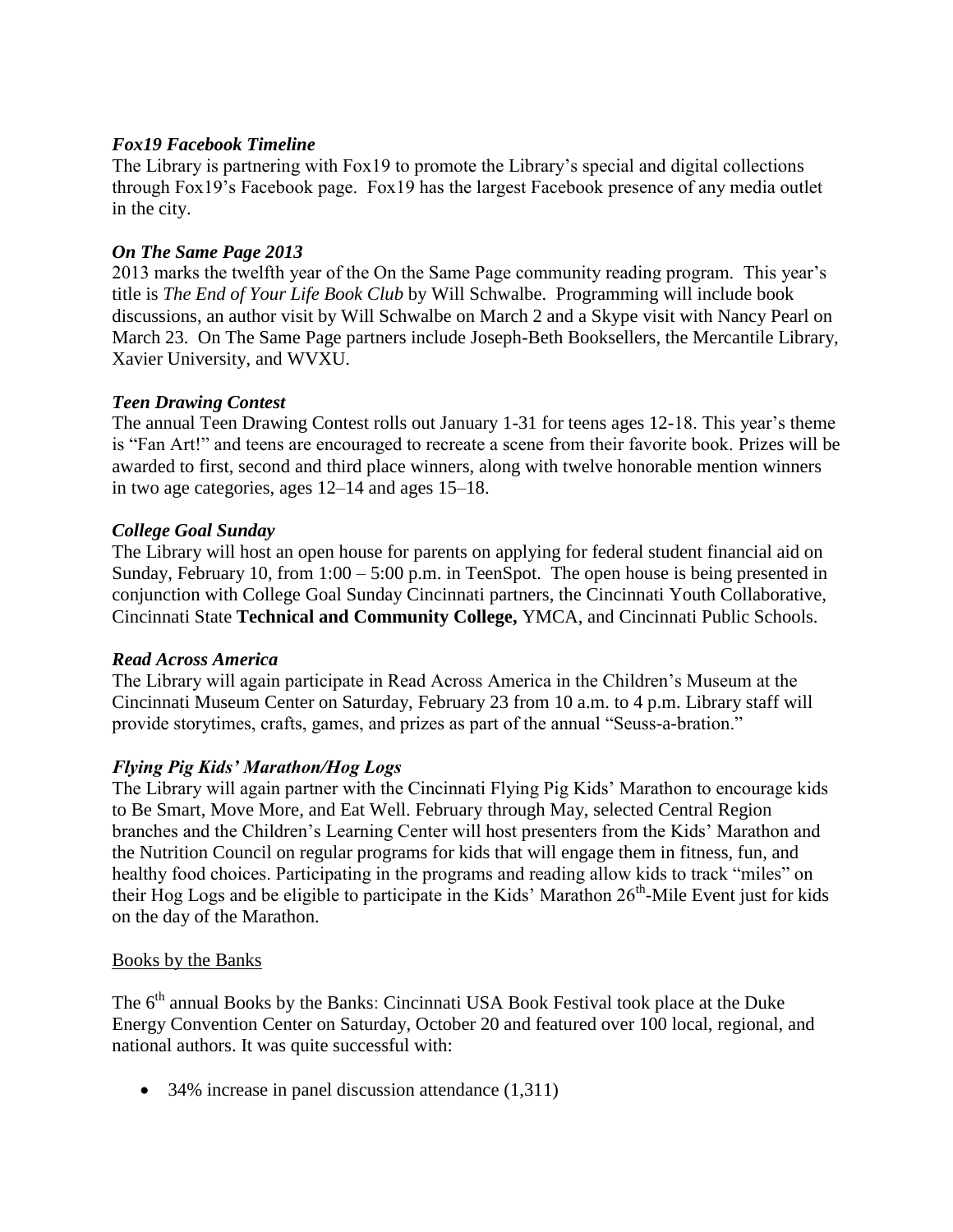***Fox19 Facebook Timeline***

The Library is partnering with Fox19 to promote the Library's special and digital collections through Fox19's Facebook page. Fox19 has the largest Facebook presence of any media outlet in the city.

***On The Same Page 2013***

2013 marks the twelfth year of the On the Same Page community reading program. This year's title is *The End of Your Life Book Club* by Will Schwalbe. Programming will include book discussions, an author visit by Will Schwalbe on March 2 and a Skype visit with Nancy Pearl on March 23. On The Same Page partners include Joseph-Beth Booksellers, the Mercantile Library, Xavier University, and WVXU.

***Teen Drawing Contest***

The annual Teen Drawing Contest rolls out January 1-31 for teens ages 12-18. This year's theme is "Fan Art!" and teens are encouraged to recreate a scene from their favorite book. Prizes will be awarded to first, second and third place winners, along with twelve honorable mention winners in two age categories, ages 12–14 and ages 15–18.

***College Goal Sunday***

The Library will host an open house for parents on applying for federal student financial aid on Sunday, February 10, from 1:00 – 5:00 p.m. in TeenSpot. The open house is being presented in conjunction with College Goal Sunday Cincinnati partners, the Cincinnati Youth Collaborative, Cincinnati State **Technical and Community College,** YMCA, and Cincinnati Public Schools.

***Read Across America***

The Library will again participate in Read Across America in the Children's Museum at the Cincinnati Museum Center on Saturday, February 23 from 10 a.m. to 4 p.m. Library staff will provide storytimes, crafts, games, and prizes as part of the annual "Seuss-a-bration."

***Flying Pig Kids' Marathon/Hog Logs***

The Library will again partner with the Cincinnati Flying Pig Kids' Marathon to encourage kids to Be Smart, Move More, and Eat Well. February through May, selected Central Region branches and the Children's Learning Center will host presenters from the Kids' Marathon and the Nutrition Council on regular programs for kids that will engage them in fitness, fun, and healthy food choices. Participating in the programs and reading allow kids to track "miles" on their Hog Logs and be eligible to participate in the Kids' Marathon 26th-Mile Event just for kids on the day of the Marathon.

Books by the Banks

The 6th annual Books by the Banks: Cincinnati USA Book Festival took place at the Duke Energy Convention Center on Saturday, October 20 and featured over 100 local, regional, and national authors. It was quite successful with:

- 34% increase in panel discussion attendance (1,311)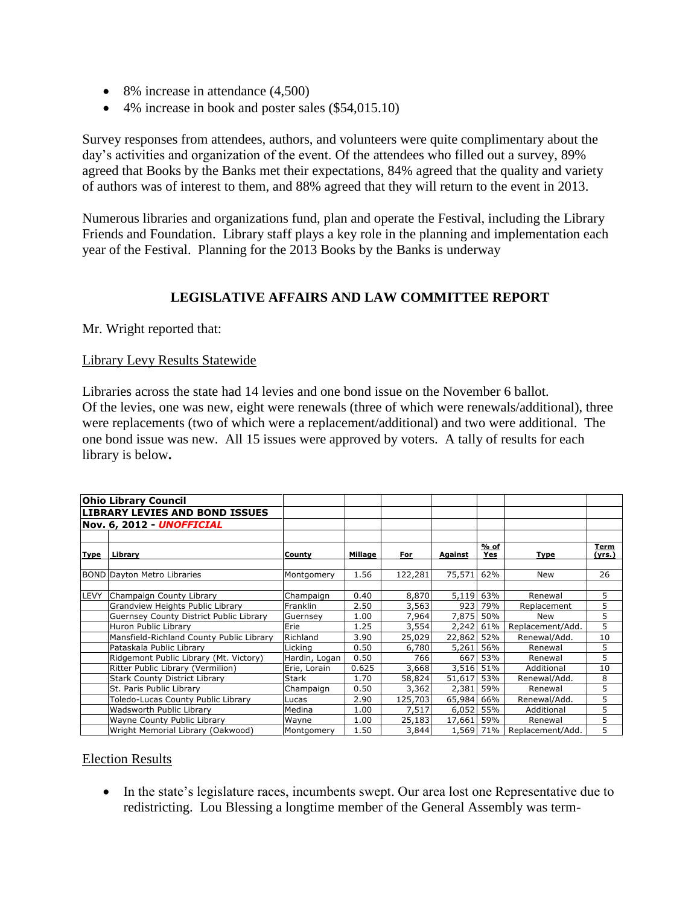- 8% increase in attendance (4,500)
- 4% increase in book and poster sales ($54,015.10)

Survey responses from attendees, authors, and volunteers were quite complimentary about the day's activities and organization of the event. Of the attendees who filled out a survey, 89% agreed that Books by the Banks met their expectations, 84% agreed that the quality and variety of authors was of interest to them, and 88% agreed that they will return to the event in 2013.

Numerous libraries and organizations fund, plan and operate the Festival, including the Library Friends and Foundation. Library staff plays a key role in the planning and implementation each year of the Festival. Planning for the 2013 Books by the Banks is underway

## LEGISLATIVE AFFAIRS AND LAW COMMITTEE REPORT

Mr. Wright reported that:

Library Levy Results Statewide

Libraries across the state had 14 levies and one bond issue on the November 6 ballot. Of the levies, one was new, eight were renewals (three of which were renewals/additional), three were replacements (two of which were a replacement/additional) and two were additional. The one bond issue was new. All 15 issues were approved by voters. A tally of results for each library is below.

| **Ohio Library Council** | | | | | | | | |
|---|---|---|---|---|---|---|---|---|
| **LIBRARY LEVIES AND BOND ISSUES** | | | | | | | | |
| **Nov. 6, 2012 - *UNOFFICIAL*** | | | | | | | | |
| **Type** | **Library** | **County** | **Millage** | **For** | **Against** | **% of Yes** | **Type** | **Term (yrs.)** |
| BOND | Dayton Metro Libraries | Montgomery | 1.56 | 122,281 | 75,571 | 62% | New | 26 |
| LEVY | Champaign County Library | Champaign | 0.40 | 8,870 | 5,119 | 63% | Renewal | 5 |
| | Grandview Heights Public Library | Franklin | 2.50 | 3,563 | 923 | 79% | Replacement | 5 |
| | Guernsey County District Public Library | Guernsey | 1.00 | 7,964 | 7,875 | 50% | New | 5 |
| | Huron Public Library | Erie | 1.25 | 3,554 | 2,242 | 61% | Replacement/Add. | 5 |
| | Mansfield-Richland County Public Library | Richland | 3.90 | 25,029 | 22,862 | 52% | Renewal/Add. | 10 |
| | Pataskala Public Library | Licking | 0.50 | 6,780 | 5,261 | 56% | Renewal | 5 |
| | Ridgemont Public Library (Mt. Victory) | Hardin, Logan | 0.50 | 766 | 667 | 53% | Renewal | 5 |
| | Ritter Public Library (Vermilion) | Erie, Lorain | 0.625 | 3,668 | 3,516 | 51% | Additional | 10 |
| | Stark County District Library | Stark | 1.70 | 58,824 | 51,617 | 53% | Renewal/Add. | 8 |
| | St. Paris Public Library | Champaign | 0.50 | 3,362 | 2,381 | 59% | Renewal | 5 |
| | Toledo-Lucas County Public Library | Lucas | 2.90 | 125,703 | 65,984 | 66% | Renewal/Add. | 5 |
| | Wadsworth Public Library | Medina | 1.00 | 7,517 | 6,052 | 55% | Additional | 5 |
| | Wayne County Public Library | Wayne | 1.00 | 25,183 | 17,661 | 59% | Renewal | 5 |
| | Wright Memorial Library (Oakwood) | Montgomery | 1.50 | 3,844 | 1,569 | 71% | Replacement/Add. | 5 |

Election Results

- In the state's legislature races, incumbents swept. Our area lost one Representative due to redistricting. Lou Blessing a longtime member of the General Assembly was term-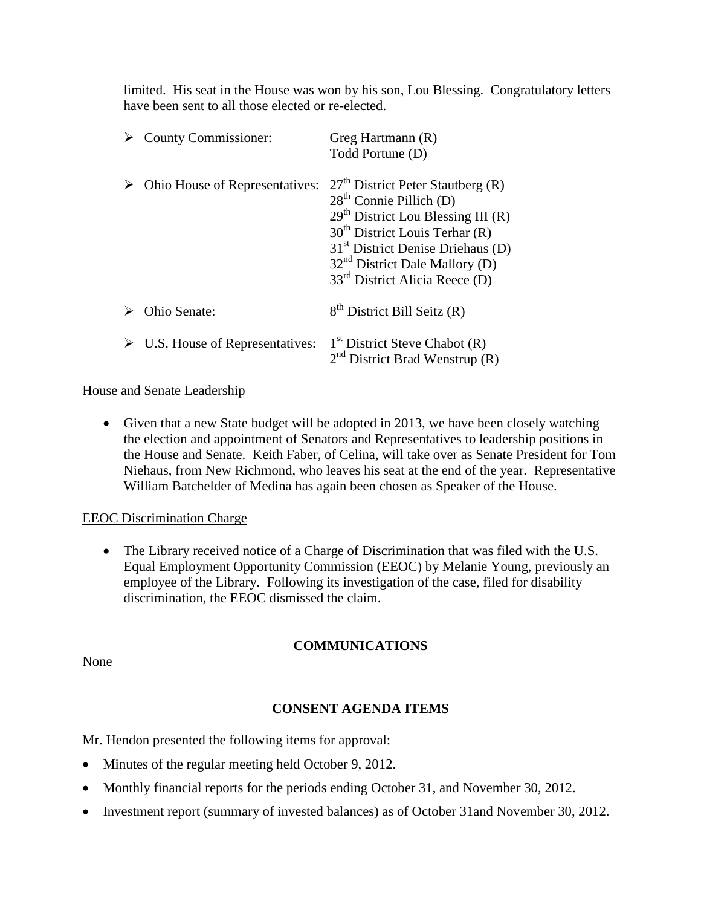limited. His seat in the House was won by his son, Lou Blessing. Congratulatory letters have been sent to all those elected or re-elected.

- County Commissioner: Greg Hartmann (R)
  Todd Portune (D)
- Ohio House of Representatives: 27th District Peter Stautberg (R)
  28th Connie Pillich (D)
  29th District Lou Blessing III (R)
  30th District Louis Terhar (R)
  31st District Denise Driehaus (D)
  32nd District Dale Mallory (D)
  33rd District Alicia Reece (D)
- Ohio Senate: 8th District Bill Seitz (R)
- U.S. House of Representatives: 1st District Steve Chabot (R)
  2nd District Brad Wenstrup (R)

House and Senate Leadership

- Given that a new State budget will be adopted in 2013, we have been closely watching the election and appointment of Senators and Representatives to leadership positions in the House and Senate. Keith Faber, of Celina, will take over as Senate President for Tom Niehaus, from New Richmond, who leaves his seat at the end of the year. Representative William Batchelder of Medina has again been chosen as Speaker of the House.

EEOC Discrimination Charge

- The Library received notice of a Charge of Discrimination that was filed with the U.S. Equal Employment Opportunity Commission (EEOC) by Melanie Young, previously an employee of the Library. Following its investigation of the case, filed for disability discrimination, the EEOC dismissed the claim.

## COMMUNICATIONS

None

## CONSENT AGENDA ITEMS

Mr. Hendon presented the following items for approval:

- Minutes of the regular meeting held October 9, 2012.
- Monthly financial reports for the periods ending October 31, and November 30, 2012.
- Investment report (summary of invested balances) as of October 31and November 30, 2012.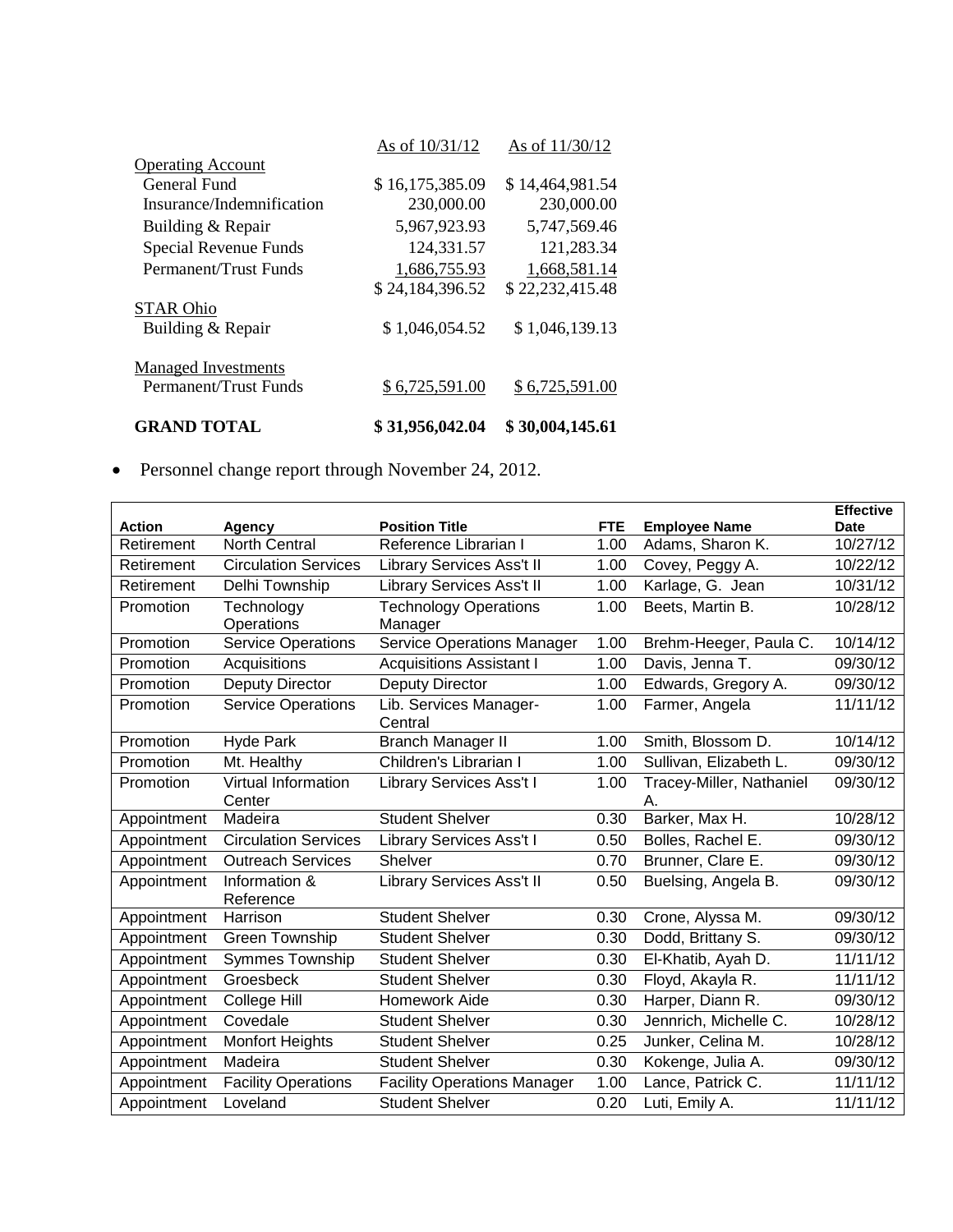| | As of 10/31/12 | As of 11/30/12 |
|---|---|---|
| Operating Account | | |
| General Fund | $ 16,175,385.09 | $ 14,464,981.54 |
| Insurance/Indemnification | 230,000.00 | 230,000.00 |
| Building & Repair | 5,967,923.93 | 5,747,569.46 |
| Special Revenue Funds | 124,331.57 | 121,283.34 |
| Permanent/Trust Funds | 1,686,755.93 | 1,668,581.14 |
| | $ 24,184,396.52 | $ 22,232,415.48 |
| STAR Ohio | | |
| Building & Repair | $ 1,046,054.52 | $ 1,046,139.13 |
| Managed Investments | | |
| Permanent/Trust Funds | $ 6,725,591.00 | $ 6,725,591.00 |
| **GRAND TOTAL** | **$ 31,956,042.04** | **$ 30,004,145.61** |

- Personnel change report through November 24, 2012.

| Action | Agency | Position Title | FTE | Employee Name | Effective Date |
|---|---|---|---|---|---|
| Retirement | North Central | Reference Librarian I | 1.00 | Adams, Sharon K. | 10/27/12 |
| Retirement | Circulation Services | Library Services Ass't II | 1.00 | Covey, Peggy A. | 10/22/12 |
| Retirement | Delhi Township | Library Services Ass't II | 1.00 | Karlage, G. Jean | 10/31/12 |
| Promotion | Technology Operations | Technology Operations Manager | 1.00 | Beets, Martin B. | 10/28/12 |
| Promotion | Service Operations | Service Operations Manager | 1.00 | Brehm-Heeger, Paula C. | 10/14/12 |
| Promotion | Acquisitions | Acquisitions Assistant I | 1.00 | Davis, Jenna T. | 09/30/12 |
| Promotion | Deputy Director | Deputy Director | 1.00 | Edwards, Gregory A. | 09/30/12 |
| Promotion | Service Operations | Lib. Services Manager-Central | 1.00 | Farmer, Angela | 11/11/12 |
| Promotion | Hyde Park | Branch Manager II | 1.00 | Smith, Blossom D. | 10/14/12 |
| Promotion | Mt. Healthy | Children's Librarian I | 1.00 | Sullivan, Elizabeth L. | 09/30/12 |
| Promotion | Virtual Information Center | Library Services Ass't I | 1.00 | Tracey-Miller, Nathaniel A. | 09/30/12 |
| Appointment | Madeira | Student Shelver | 0.30 | Barker, Max H. | 10/28/12 |
| Appointment | Circulation Services | Library Services Ass't I | 0.50 | Bolles, Rachel E. | 09/30/12 |
| Appointment | Outreach Services | Shelver | 0.70 | Brunner, Clare E. | 09/30/12 |
| Appointment | Information & Reference | Library Services Ass't II | 0.50 | Buelsing, Angela B. | 09/30/12 |
| Appointment | Harrison | Student Shelver | 0.30 | Crone, Alyssa M. | 09/30/12 |
| Appointment | Green Township | Student Shelver | 0.30 | Dodd, Brittany S. | 09/30/12 |
| Appointment | Symmes Township | Student Shelver | 0.30 | El-Khatib, Ayah D. | 11/11/12 |
| Appointment | Groesbeck | Student Shelver | 0.30 | Floyd, Akayla R. | 11/11/12 |
| Appointment | College Hill | Homework Aide | 0.30 | Harper, Diann R. | 09/30/12 |
| Appointment | Covedale | Student Shelver | 0.30 | Jennrich, Michelle C. | 10/28/12 |
| Appointment | Monfort Heights | Student Shelver | 0.25 | Junker, Celina M. | 10/28/12 |
| Appointment | Madeira | Student Shelver | 0.30 | Kokenge, Julia A. | 09/30/12 |
| Appointment | Facility Operations | Facility Operations Manager | 1.00 | Lance, Patrick C. | 11/11/12 |
| Appointment | Loveland | Student Shelver | 0.20 | Luti, Emily A. | 11/11/12 |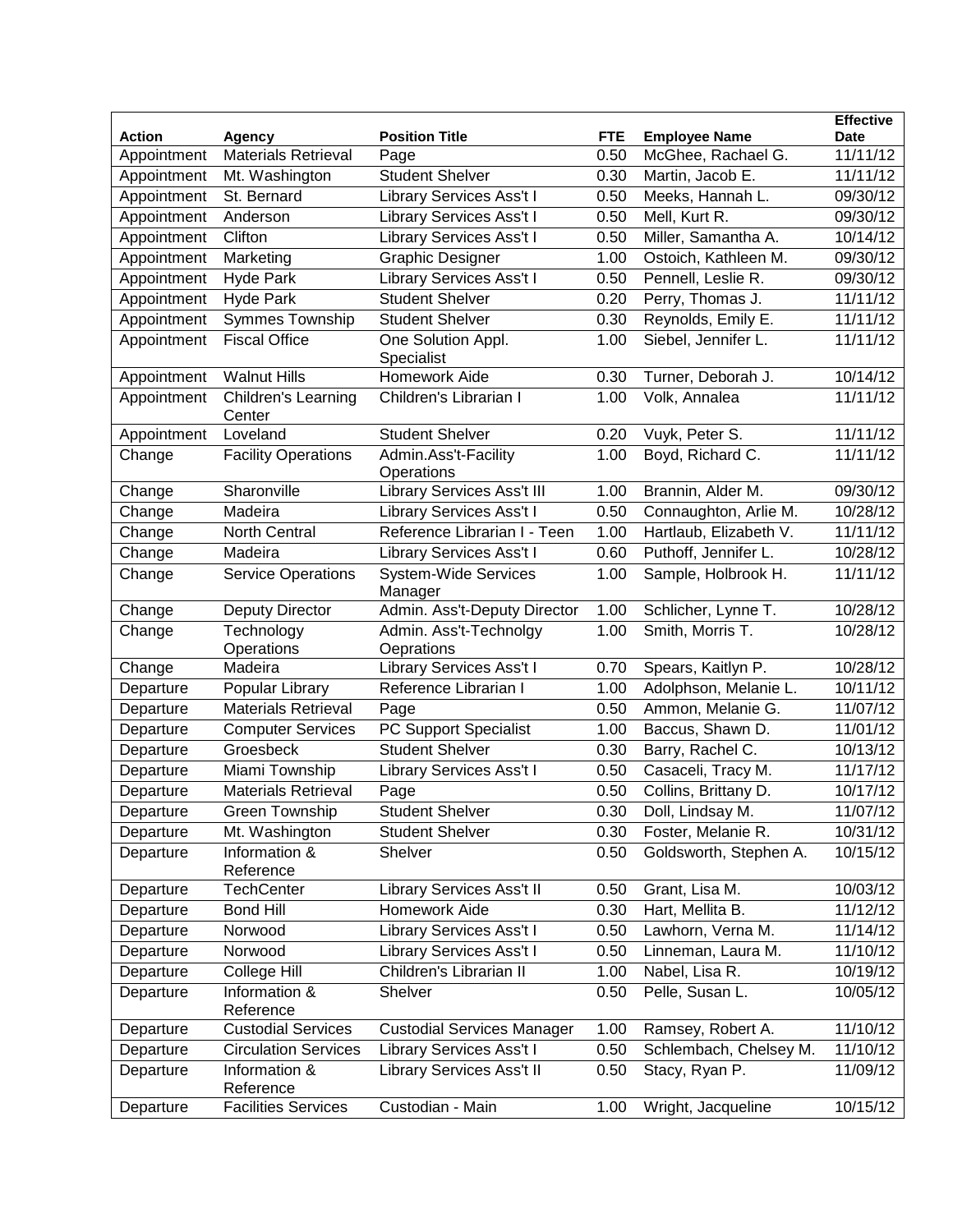| Action | Agency | Position Title | FTE | Employee Name | Effective Date |
|---|---|---|---|---|---|
| Appointment | Materials Retrieval | Page | 0.50 | McGhee, Rachael G. | 11/11/12 |
| Appointment | Mt. Washington | Student Shelver | 0.30 | Martin, Jacob E. | 11/11/12 |
| Appointment | St. Bernard | Library Services Ass't I | 0.50 | Meeks, Hannah L. | 09/30/12 |
| Appointment | Anderson | Library Services Ass't I | 0.50 | Mell, Kurt R. | 09/30/12 |
| Appointment | Clifton | Library Services Ass't I | 0.50 | Miller, Samantha A. | 10/14/12 |
| Appointment | Marketing | Graphic Designer | 1.00 | Ostoich, Kathleen M. | 09/30/12 |
| Appointment | Hyde Park | Library Services Ass't I | 0.50 | Pennell, Leslie R. | 09/30/12 |
| Appointment | Hyde Park | Student Shelver | 0.20 | Perry, Thomas J. | 11/11/12 |
| Appointment | Symmes Township | Student Shelver | 0.30 | Reynolds, Emily E. | 11/11/12 |
| Appointment | Fiscal Office | One Solution Appl. Specialist | 1.00 | Siebel, Jennifer L. | 11/11/12 |
| Appointment | Walnut Hills | Homework Aide | 0.30 | Turner, Deborah J. | 10/14/12 |
| Appointment | Children's Learning Center | Children's Librarian I | 1.00 | Volk, Annalea | 11/11/12 |
| Appointment | Loveland | Student Shelver | 0.20 | Vuyk, Peter S. | 11/11/12 |
| Change | Facility Operations | Admin.Ass't-Facility Operations | 1.00 | Boyd, Richard C. | 11/11/12 |
| Change | Sharonville | Library Services Ass't III | 1.00 | Brannin, Alder M. | 09/30/12 |
| Change | Madeira | Library Services Ass't I | 0.50 | Connaughton, Arlie M. | 10/28/12 |
| Change | North Central | Reference Librarian I - Teen | 1.00 | Hartlaub, Elizabeth V. | 11/11/12 |
| Change | Madeira | Library Services Ass't I | 0.60 | Puthoff, Jennifer L. | 10/28/12 |
| Change | Service Operations | System-Wide Services Manager | 1.00 | Sample, Holbrook H. | 11/11/12 |
| Change | Deputy Director | Admin. Ass't-Deputy Director | 1.00 | Schlicher, Lynne T. | 10/28/12 |
| Change | Technology Operations | Admin. Ass't-Technolgy Oeprations | 1.00 | Smith, Morris T. | 10/28/12 |
| Change | Madeira | Library Services Ass't I | 0.70 | Spears, Kaitlyn P. | 10/28/12 |
| Departure | Popular Library | Reference Librarian I | 1.00 | Adolphson, Melanie L. | 10/11/12 |
| Departure | Materials Retrieval | Page | 0.50 | Ammon, Melanie G. | 11/07/12 |
| Departure | Computer Services | PC Support Specialist | 1.00 | Baccus, Shawn D. | 11/01/12 |
| Departure | Groesbeck | Student Shelver | 0.30 | Barry, Rachel C. | 10/13/12 |
| Departure | Miami Township | Library Services Ass't I | 0.50 | Casaceli, Tracy M. | 11/17/12 |
| Departure | Materials Retrieval | Page | 0.50 | Collins, Brittany D. | 10/17/12 |
| Departure | Green Township | Student Shelver | 0.30 | Doll, Lindsay M. | 11/07/12 |
| Departure | Mt. Washington | Student Shelver | 0.30 | Foster, Melanie R. | 10/31/12 |
| Departure | Information & Reference | Shelver | 0.50 | Goldsworth, Stephen A. | 10/15/12 |
| Departure | TechCenter | Library Services Ass't II | 0.50 | Grant, Lisa M. | 10/03/12 |
| Departure | Bond Hill | Homework Aide | 0.30 | Hart, Mellita B. | 11/12/12 |
| Departure | Norwood | Library Services Ass't I | 0.50 | Lawhorn, Verna M. | 11/14/12 |
| Departure | Norwood | Library Services Ass't I | 0.50 | Linneman, Laura M. | 11/10/12 |
| Departure | College Hill | Children's Librarian II | 1.00 | Nabel, Lisa R. | 10/19/12 |
| Departure | Information & Reference | Shelver | 0.50 | Pelle, Susan L. | 10/05/12 |
| Departure | Custodial Services | Custodial Services Manager | 1.00 | Ramsey, Robert A. | 11/10/12 |
| Departure | Circulation Services | Library Services Ass't I | 0.50 | Schlembach, Chelsey M. | 11/10/12 |
| Departure | Information & Reference | Library Services Ass't II | 0.50 | Stacy, Ryan P. | 11/09/12 |
| Departure | Facilities Services | Custodian - Main | 1.00 | Wright, Jacqueline | 10/15/12 |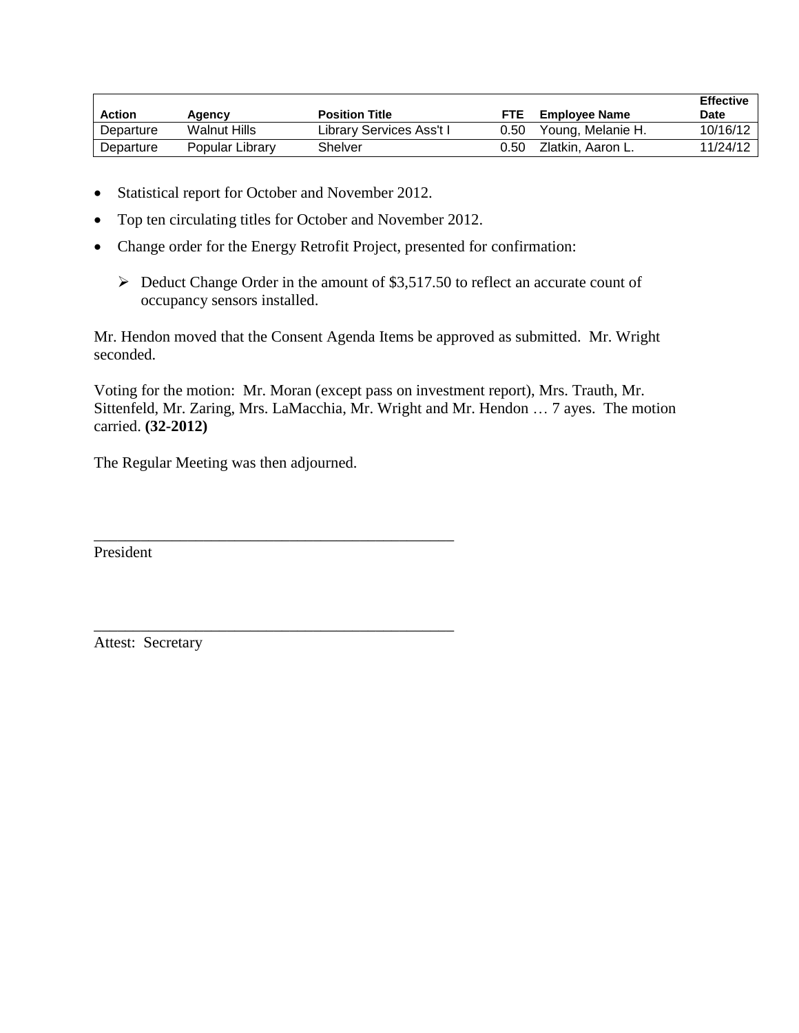| Action | Agency | Position Title | FTE | Employee Name | Effective Date |
|---|---|---|---|---|---|
| Departure | Walnut Hills | Library Services Ass't I | 0.50 | Young, Melanie H. | 10/16/12 |
| Departure | Popular Library | Shelver | 0.50 | Zlatkin, Aaron L. | 11/24/12 |

- Statistical report for October and November 2012.
- Top ten circulating titles for October and November 2012.
- Change order for the Energy Retrofit Project, presented for confirmation:
  - Deduct Change Order in the amount of $3,517.50 to reflect an accurate count of occupancy sensors installed.

Mr. Hendon moved that the Consent Agenda Items be approved as submitted. Mr. Wright seconded.

Voting for the motion: Mr. Moran (except pass on investment report), Mrs. Trauth, Mr. Sittenfeld, Mr. Zaring, Mrs. LaMacchia, Mr. Wright and Mr. Hendon … 7 ayes. The motion carried. **(32-2012)**

The Regular Meeting was then adjourned.

_______________________________________________
President

_______________________________________________
Attest: Secretary